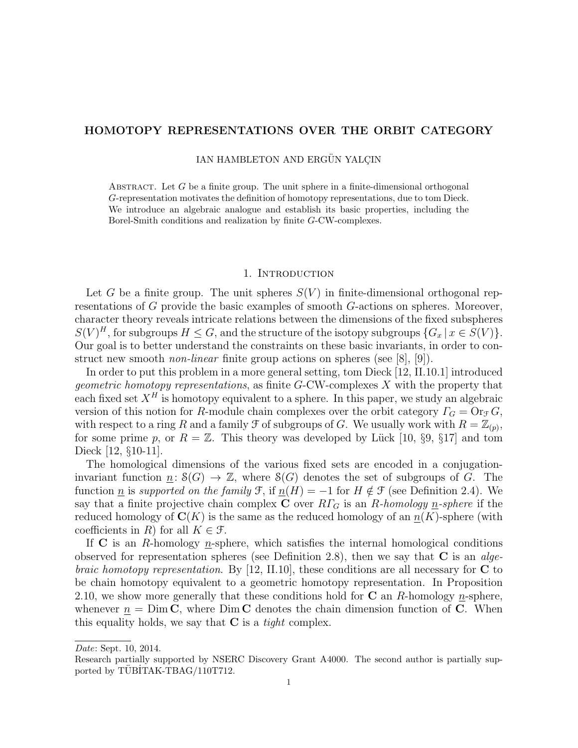# HOMOTOPY REPRESENTATIONS OVER THE ORBIT CATEGORY

IAN HAMBLETON AND ERGÜN YALÇIN

Abstract. Let $G$ be a finite group. The unit sphere in a finite-dimensional orthogonal $G$-representation motivates the definition of homotopy representations, due to tom Dieck. We introduce an algebraic analogue and establish its basic properties, including the Borel-Smith conditions and realization by finite $G$-CW-complexes.

## 1. Introduction

Let $G$ be a finite group. The unit spheres $S(V)$ in finite-dimensional orthogonal representations of $G$ provide the basic examples of smooth $G$-actions on spheres. Moreover, character theory reveals intricate relations between the dimensions of the fixed subspheres $S(V)^H$, for subgroups $H \leq G$, and the structure of the isotopy subgroups $\{G_x \mid x \in S(V)\}$. Our goal is to better understand the constraints on these basic invariants, in order to construct new smooth *non-linear* finite group actions on spheres (see [8], [9]).

In order to put this problem in a more general setting, tom Dieck [12, II.10.1] introduced *geometric homotopy representations*, as finite $G$-CW-complexes $X$ with the property that each fixed set $X^H$ is homotopy equivalent to a sphere. In this paper, we study an algebraic version of this notion for $R$-module chain complexes over the orbit category $\varGamma_G = \mathrm{Or}_{\mathcal{F}}\, G$, with respect to a ring $R$ and a family $\mathcal{F}$ of subgroups of $G$. We usually work with $R = \mathbb{Z}_{(p)}$, for some prime $p$, or $R = \mathbb{Z}$. This theory was developed by Lück [10, §9, §17] and tom Dieck [12, §10-11].

The homological dimensions of the various fixed sets are encoded in a conjugation-invariant function $\underline{n}\colon \mathcal{S}(G) \to \mathbb{Z}$, where $\mathcal{S}(G)$ denotes the set of subgroups of $G$. The function $\underline{n}$ is *supported on the family* $\mathcal{F}$, if $\underline{n}(H) = -1$ for $H \notin \mathcal{F}$ (see Definition 2.4). We say that a finite projective chain complex $\mathbf{C}$ over $R\varGamma_G$ is an *$R$-homology $\underline{n}$-sphere* if the reduced homology of $\mathbf{C}(K)$ is the same as the reduced homology of an $\underline{n}(K)$-sphere (with coefficients in $R$) for all $K \in \mathcal{F}$.

If $\mathbf{C}$ is an $R$-homology $\underline{n}$-sphere, which satisfies the internal homological conditions observed for representation spheres (see Definition 2.8), then we say that $\mathbf{C}$ is an *algebraic homotopy representation*. By [12, II.10], these conditions are all necessary for $\mathbf{C}$ to be chain homotopy equivalent to a geometric homotopy representation. In Proposition 2.10, we show more generally that these conditions hold for $\mathbf{C}$ an $R$-homology $\underline{n}$-sphere, whenever $\underline{n} = \mathrm{Dim}\, \mathbf{C}$, where $\mathrm{Dim}\, \mathbf{C}$ denotes the chain dimension function of $\mathbf{C}$. When this equality holds, we say that $\mathbf{C}$ is a *tight* complex.

*Date*: Sept. 10, 2014.

Research partially supported by NSERC Discovery Grant A4000. The second author is partially supported by TÜBİTAK-TBAG/110T712.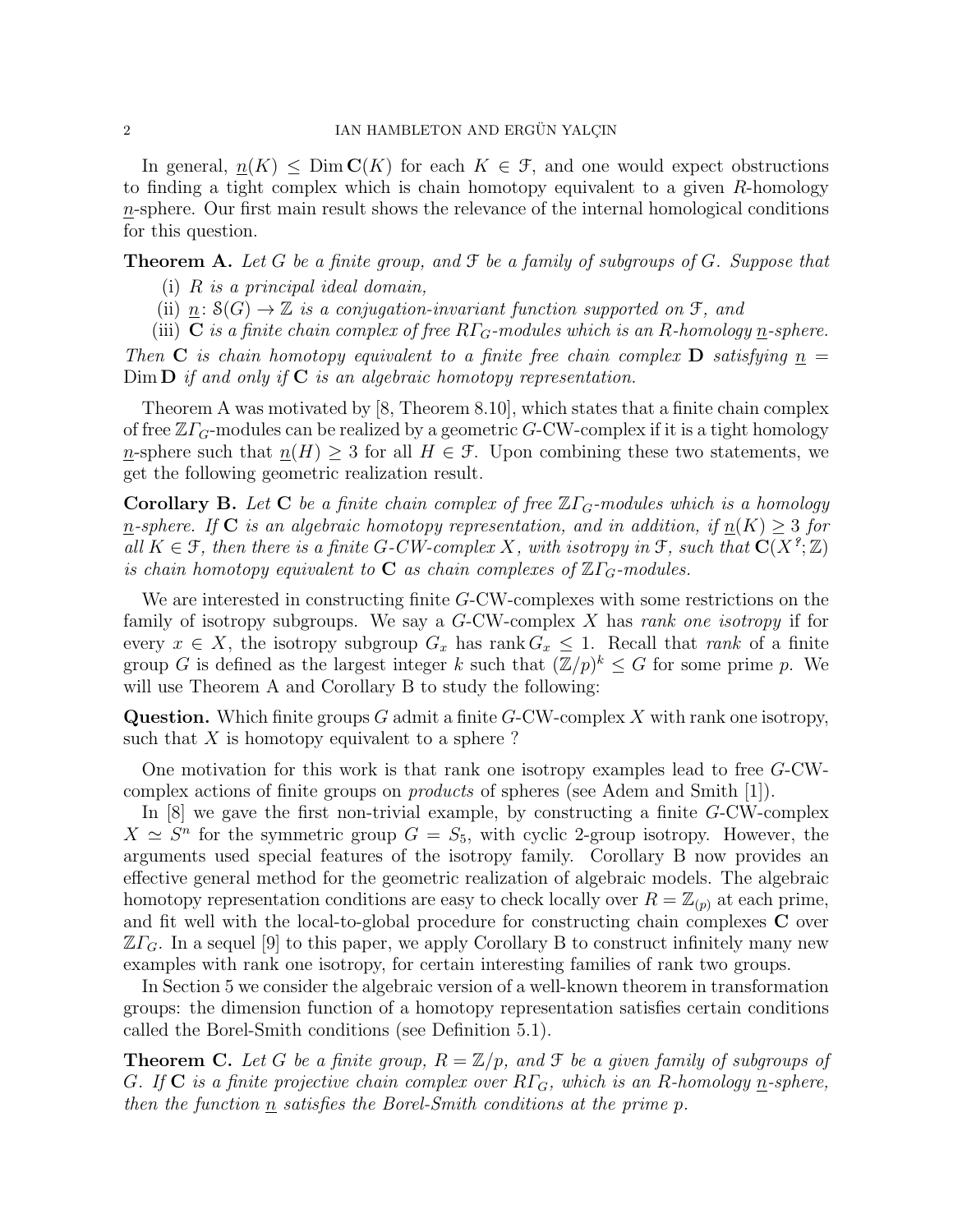In general, $\underline{n}(K) \leq \operatorname{Dim} \mathbf{C}(K)$ for each $K \in \mathcal{F}$, and one would expect obstructions to finding a tight complex which is chain homotopy equivalent to a given $R$-homology $\underline{n}$-sphere. Our first main result shows the relevance of the internal homological conditions for this question.

**Theorem A.** *Let $G$ be a finite group, and $\mathcal{F}$ be a family of subgroups of $G$. Suppose that*

(i) *$R$ is a principal ideal domain,*

(ii) *$\underline{n}\colon \mathcal{S}(G) \to \mathbb{Z}$ is a conjugation-invariant function supported on $\mathcal{F}$, and*

(iii) *$\mathbf{C}$ is a finite chain complex of free $R\varGamma_G$-modules which is an $R$-homology $\underline{n}$-sphere.*

*Then $\mathbf{C}$ is chain homotopy equivalent to a finite free chain complex $\mathbf{D}$ satisfying $\underline{n} = \operatorname{Dim} \mathbf{D}$ if and only if $\mathbf{C}$ is an algebraic homotopy representation.*

Theorem A was motivated by [8, Theorem 8.10], which states that a finite chain complex of free $\mathbb{Z}\varGamma_G$-modules can be realized by a geometric $G$-CW-complex if it is a tight homology $\underline{n}$-sphere such that $\underline{n}(H) \geq 3$ for all $H \in \mathcal{F}$. Upon combining these two statements, we get the following geometric realization result.

**Corollary B.** *Let $\mathbf{C}$ be a finite chain complex of free $\mathbb{Z}\varGamma_G$-modules which is a homology $\underline{n}$-sphere. If $\mathbf{C}$ is an algebraic homotopy representation, and in addition, if $\underline{n}(K) \geq 3$ for all $K \in \mathcal{F}$, then there is a finite $G$-CW-complex $X$, with isotropy in $\mathcal{F}$, such that $\mathbf{C}(X^?; \mathbb{Z})$ is chain homotopy equivalent to $\mathbf{C}$ as chain complexes of $\mathbb{Z}\varGamma_G$-modules.*

We are interested in constructing finite $G$-CW-complexes with some restrictions on the family of isotropy subgroups. We say a $G$-CW-complex $X$ has *rank one isotropy* if for every $x \in X$, the isotropy subgroup $G_x$ has $\operatorname{rank} G_x \leq 1$. Recall that *rank* of a finite group $G$ is defined as the largest integer $k$ such that $(\mathbb{Z}/p)^k \leq G$ for some prime $p$. We will use Theorem A and Corollary B to study the following:

**Question.** Which finite groups $G$ admit a finite $G$-CW-complex $X$ with rank one isotropy, such that $X$ is homotopy equivalent to a sphere ?

One motivation for this work is that rank one isotropy examples lead to free $G$-CW-complex actions of finite groups on *products* of spheres (see Adem and Smith [1]).

In [8] we gave the first non-trivial example, by constructing a finite $G$-CW-complex $X \simeq S^n$ for the symmetric group $G = S_5$, with cyclic 2-group isotropy. However, the arguments used special features of the isotropy family. Corollary B now provides an effective general method for the geometric realization of algebraic models. The algebraic homotopy representation conditions are easy to check locally over $R = \mathbb{Z}_{(p)}$ at each prime, and fit well with the local-to-global procedure for constructing chain complexes $\mathbf{C}$ over $\mathbb{Z}\varGamma_G$. In a sequel [9] to this paper, we apply Corollary B to construct infinitely many new examples with rank one isotropy, for certain interesting families of rank two groups.

In Section 5 we consider the algebraic version of a well-known theorem in transformation groups: the dimension function of a homotopy representation satisfies certain conditions called the Borel-Smith conditions (see Definition 5.1).

**Theorem C.** *Let $G$ be a finite group, $R = \mathbb{Z}/p$, and $\mathcal{F}$ be a given family of subgroups of $G$. If $\mathbf{C}$ is a finite projective chain complex over $R\varGamma_G$, which is an $R$-homology $\underline{n}$-sphere, then the function $\underline{n}$ satisfies the Borel-Smith conditions at the prime $p$.*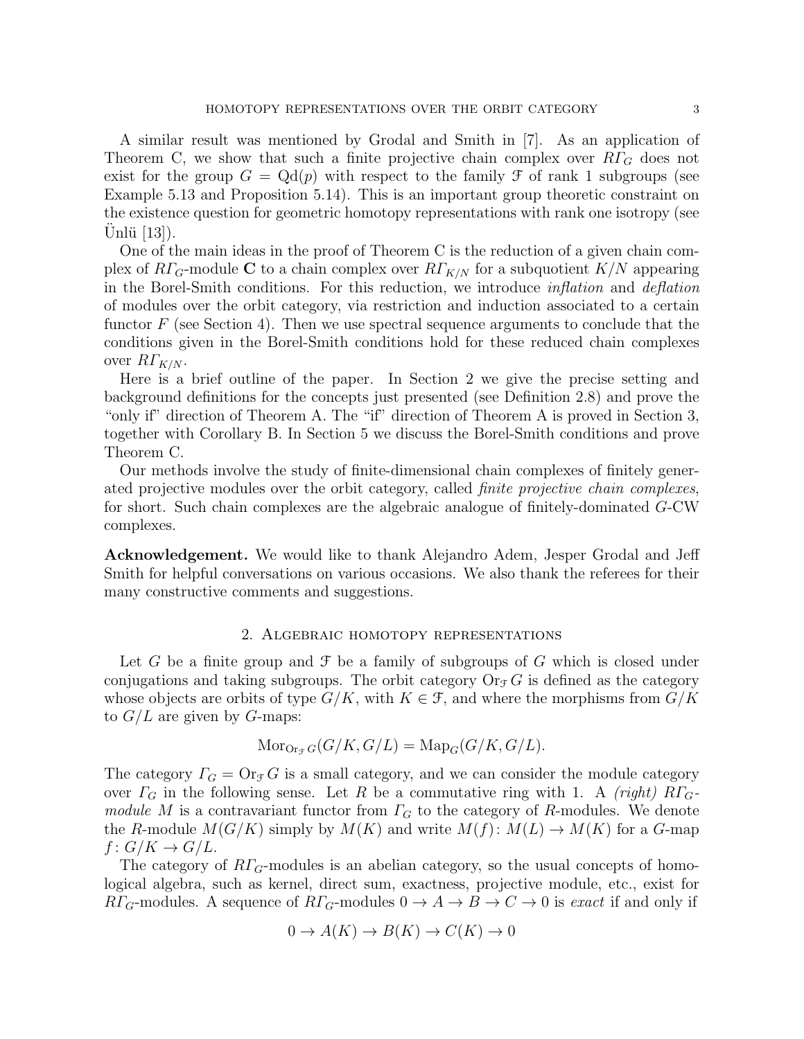A similar result was mentioned by Grodal and Smith in [7]. As an application of Theorem C, we show that such a finite projective chain complex over $R\varGamma_G$ does not exist for the group $G = \mathrm{Qd}(p)$ with respect to the family $\mathcal{F}$ of rank 1 subgroups (see Example 5.13 and Proposition 5.14). This is an important group theoretic constraint on the existence question for geometric homotopy representations with rank one isotropy (see Ünlü [13]).

One of the main ideas in the proof of Theorem C is the reduction of a given chain complex of $R\varGamma_G$-module $\mathbf{C}$ to a chain complex over $R\varGamma_{K/N}$ for a subquotient $K/N$ appearing in the Borel-Smith conditions. For this reduction, we introduce *inflation* and *deflation* of modules over the orbit category, via restriction and induction associated to a certain functor $F$ (see Section 4). Then we use spectral sequence arguments to conclude that the conditions given in the Borel-Smith conditions hold for these reduced chain complexes over $R\varGamma_{K/N}$.

Here is a brief outline of the paper. In Section 2 we give the precise setting and background definitions for the concepts just presented (see Definition 2.8) and prove the "only if" direction of Theorem A. The "if" direction of Theorem A is proved in Section 3, together with Corollary B. In Section 5 we discuss the Borel-Smith conditions and prove Theorem C.

Our methods involve the study of finite-dimensional chain complexes of finitely generated projective modules over the orbit category, called *finite projective chain complexes*, for short. Such chain complexes are the algebraic analogue of finitely-dominated $G$-CW complexes.

**Acknowledgement.** We would like to thank Alejandro Adem, Jesper Grodal and Jeff Smith for helpful conversations on various occasions. We also thank the referees for their many constructive comments and suggestions.

## 2. Algebraic homotopy representations

Let $G$ be a finite group and $\mathcal{F}$ be a family of subgroups of $G$ which is closed under conjugations and taking subgroups. The orbit category $\mathrm{Or}_{\mathcal{F}}\, G$ is defined as the category whose objects are orbits of type $G/K$, with $K \in \mathcal{F}$, and where the morphisms from $G/K$ to $G/L$ are given by $G$-maps:

$$\mathrm{Mor}_{\mathrm{Or}_{\mathcal{F}}\, G}(G/K, G/L) = \mathrm{Map}_G(G/K, G/L).$$

The category $\varGamma_G = \mathrm{Or}_{\mathcal{F}}\, G$ is a small category, and we can consider the module category over $\varGamma_G$ in the following sense. Let $R$ be a commutative ring with 1. A *(right) $R\varGamma_G$-module* $M$ is a contravariant functor from $\varGamma_G$ to the category of $R$-modules. We denote the $R$-module $M(G/K)$ simply by $M(K)$ and write $M(f)\colon M(L) \to M(K)$ for a $G$-map $f\colon G/K \to G/L$.

The category of $R\varGamma_G$-modules is an abelian category, so the usual concepts of homological algebra, such as kernel, direct sum, exactness, projective module, etc., exist for $R\varGamma_G$-modules. A sequence of $R\varGamma_G$-modules $0 \to A \to B \to C \to 0$ is *exact* if and only if

$$0 \to A(K) \to B(K) \to C(K) \to 0$$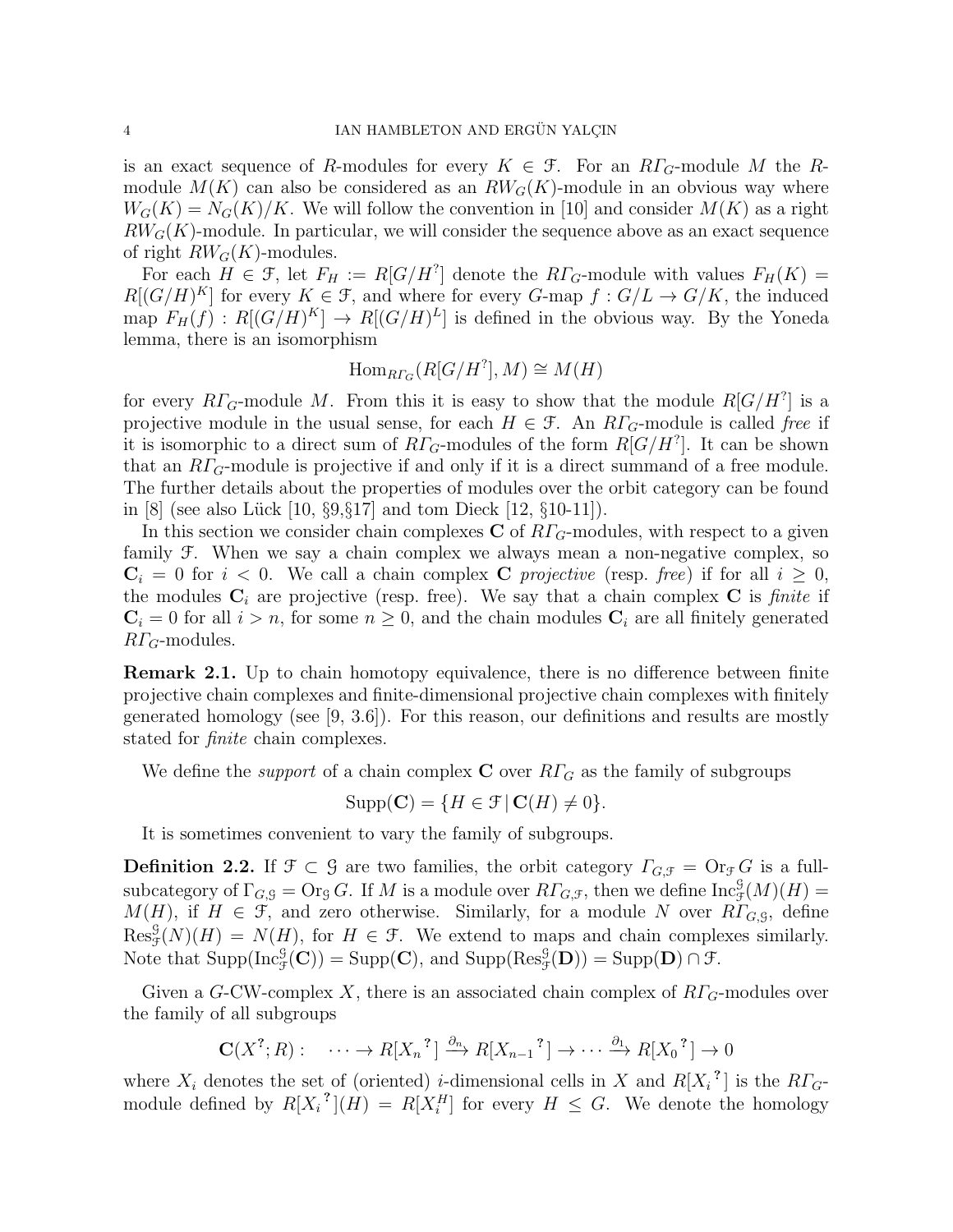is an exact sequence of $R$-modules for every $K \in \mathcal{F}$. For an $R\varGamma_G$-module $M$ the $R$-module $M(K)$ can also be considered as an $RW_G(K)$-module in an obvious way where $W_G(K) = N_G(K)/K$. We will follow the convention in [10] and consider $M(K)$ as a right $RW_G(K)$-module. In particular, we will consider the sequence above as an exact sequence of right $RW_G(K)$-modules.

For each $H \in \mathcal{F}$, let $F_H := R[G/H^?]$ denote the $R\varGamma_G$-module with values $F_H(K) = R[(G/H)^K]$ for every $K \in \mathcal{F}$, and where for every $G$-map $f : G/L \to G/K$, the induced map $F_H(f) : R[(G/H)^K] \to R[(G/H)^L]$ is defined in the obvious way. By the Yoneda lemma, there is an isomorphism

$$\mathrm{Hom}_{R\varGamma_G}(R[G/H^?], M) \cong M(H)$$

for every $R\varGamma_G$-module $M$. From this it is easy to show that the module $R[G/H^?]$ is a projective module in the usual sense, for each $H \in \mathcal{F}$. An $R\varGamma_G$-module is called *free* if it is isomorphic to a direct sum of $R\varGamma_G$-modules of the form $R[G/H^?]$. It can be shown that an $R\varGamma_G$-module is projective if and only if it is a direct summand of a free module. The further details about the properties of modules over the orbit category can be found in [8] (see also Lück [10, §9,§17] and tom Dieck [12, §10-11]).

In this section we consider chain complexes $\mathbf{C}$ of $R\varGamma_G$-modules, with respect to a given family $\mathcal{F}$. When we say a chain complex we always mean a non-negative complex, so $\mathbf{C}_i = 0$ for $i < 0$. We call a chain complex $\mathbf{C}$ *projective* (resp. *free*) if for all $i \geq 0$, the modules $\mathbf{C}_i$ are projective (resp. free). We say that a chain complex $\mathbf{C}$ is *finite* if $\mathbf{C}_i = 0$ for all $i > n$, for some $n \geq 0$, and the chain modules $\mathbf{C}_i$ are all finitely generated $R\varGamma_G$-modules.

**Remark 2.1.** Up to chain homotopy equivalence, there is no difference between finite projective chain complexes and finite-dimensional projective chain complexes with finitely generated homology (see [9, 3.6]). For this reason, our definitions and results are mostly stated for *finite* chain complexes.

We define the *support* of a chain complex $\mathbf{C}$ over $R\varGamma_G$ as the family of subgroups

$$\mathrm{Supp}(\mathbf{C}) = \{H \in \mathcal{F} \mid \mathbf{C}(H) \neq 0\}.$$

It is sometimes convenient to vary the family of subgroups.

**Definition 2.2.** If $\mathcal{F} \subset \mathcal{G}$ are two families, the orbit category $\Gamma_{G,\mathcal{F}} = \mathrm{Or}_{\mathcal{F}}\, G$ is a full-subcategory of $\Gamma_{G,\mathcal{G}} = \mathrm{Or}_{\mathcal{G}}\, G$. If $M$ is a module over $R\Gamma_{G,\mathcal{F}}$, then we define $\mathrm{Inc}_{\mathcal{F}}^{\mathcal{G}}(M)(H) = M(H)$, if $H \in \mathcal{F}$, and zero otherwise. Similarly, for a module $N$ over $R\Gamma_{G,\mathcal{G}}$, define $\mathrm{Res}_{\mathcal{F}}^{\mathcal{G}}(N)(H) = N(H)$, for $H \in \mathcal{F}$. We extend to maps and chain complexes similarly. Note that $\mathrm{Supp}(\mathrm{Inc}_{\mathcal{F}}^{\mathcal{G}}(\mathbf{C})) = \mathrm{Supp}(\mathbf{C})$, and $\mathrm{Supp}(\mathrm{Res}_{\mathcal{F}}^{\mathcal{G}}(\mathbf{D})) = \mathrm{Supp}(\mathbf{D}) \cap \mathcal{F}$.

Given a $G$-CW-complex $X$, there is an associated chain complex of $R\varGamma_G$-modules over the family of all subgroups

$$\mathbf{C}(X^?; R) : \quad \cdots \to R[{X_n}^?] \xrightarrow{\partial_n} R[{X_{n-1}}^?] \to \cdots \xrightarrow{\partial_1} R[{X_0}^?] \to 0$$

where $X_i$ denotes the set of (oriented) $i$-dimensional cells in $X$ and $R[{X_i}^?]$ is the $R\varGamma_G$-module defined by $R[{X_i}^?](H) = R[X_i^H]$ for every $H \leq G$. We denote the homology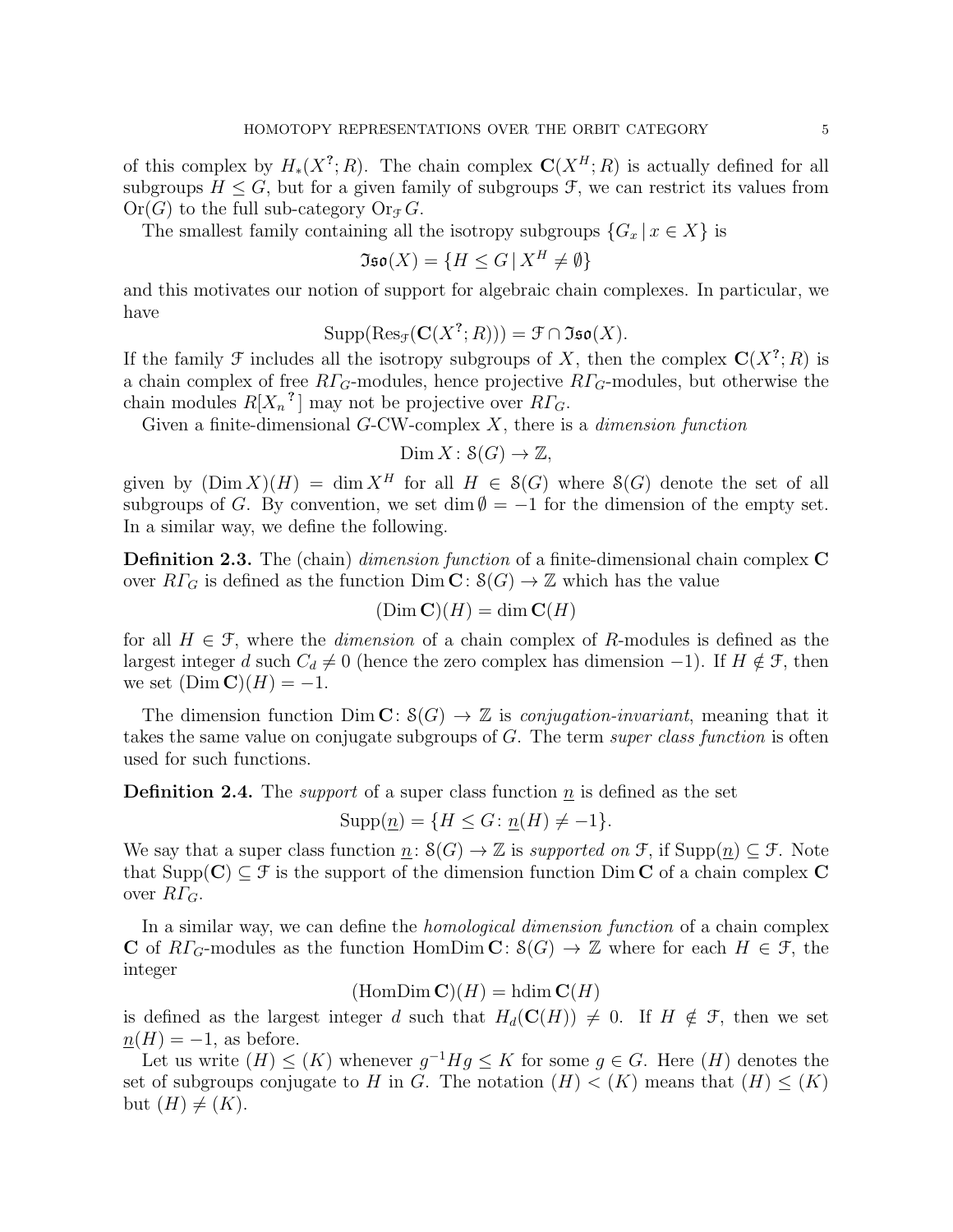of this complex by $H_*(X^?; R)$. The chain complex $\mathbf{C}(X^H; R)$ is actually defined for all subgroups $H \leq G$, but for a given family of subgroups $\mathcal{F}$, we can restrict its values from $\mathrm{Or}(G)$ to the full sub-category $\mathrm{Or}_{\mathcal{F}} G$.

The smallest family containing all the isotropy subgroups $\{G_x \mid x \in X\}$ is

$$\mathfrak{Iso}(X) = \{H \leq G \mid X^H \neq \emptyset\}$$

and this motivates our notion of support for algebraic chain complexes. In particular, we have

$$\mathrm{Supp}(\mathrm{Res}_{\mathcal{F}}(\mathbf{C}(X^?; R))) = \mathcal{F} \cap \mathfrak{Iso}(X).$$

If the family $\mathcal{F}$ includes all the isotropy subgroups of $X$, then the complex $\mathbf{C}(X^?; R)$ is a chain complex of free $R\varGamma_G$-modules, hence projective $R\varGamma_G$-modules, but otherwise the chain modules $R[X_n{}^?]$ may not be projective over $R\varGamma_G$.

Given a finite-dimensional $G$-CW-complex $X$, there is a *dimension function*

$$\mathrm{Dim}\, X \colon \mathcal{S}(G) \to \mathbb{Z},$$

given by $(\mathrm{Dim}\, X)(H) = \dim X^H$ for all $H \in \mathcal{S}(G)$ where $\mathcal{S}(G)$ denote the set of all subgroups of $G$. By convention, we set $\dim \emptyset = -1$ for the dimension of the empty set. In a similar way, we define the following.

**Definition 2.3.** The (chain) *dimension function* of a finite-dimensional chain complex $\mathbf{C}$ over $R\varGamma_G$ is defined as the function $\mathrm{Dim}\, \mathbf{C} \colon \mathcal{S}(G) \to \mathbb{Z}$ which has the value

$$(\mathrm{Dim}\, \mathbf{C})(H) = \dim \mathbf{C}(H)$$

for all $H \in \mathcal{F}$, where the *dimension* of a chain complex of $R$-modules is defined as the largest integer $d$ such $C_d \neq 0$ (hence the zero complex has dimension $-1$). If $H \notin \mathcal{F}$, then we set $(\mathrm{Dim}\, \mathbf{C})(H) = -1$.

The dimension function $\mathrm{Dim}\, \mathbf{C} \colon \mathcal{S}(G) \to \mathbb{Z}$ is *conjugation-invariant*, meaning that it takes the same value on conjugate subgroups of $G$. The term *super class function* is often used for such functions.

**Definition 2.4.** The *support* of a super class function $\underline{n}$ is defined as the set

$$\mathrm{Supp}(\underline{n}) = \{H \leq G \colon \underline{n}(H) \neq -1\}.$$

We say that a super class function $\underline{n} \colon \mathcal{S}(G) \to \mathbb{Z}$ is *supported on* $\mathcal{F}$, if $\mathrm{Supp}(\underline{n}) \subseteq \mathcal{F}$. Note that $\mathrm{Supp}(\mathbf{C}) \subseteq \mathcal{F}$ is the support of the dimension function $\mathrm{Dim}\, \mathbf{C}$ of a chain complex $\mathbf{C}$ over $R\varGamma_G$.

In a similar way, we can define the *homological dimension function* of a chain complex $\mathbf{C}$ of $R\varGamma_G$-modules as the function $\mathrm{HomDim}\, \mathbf{C} \colon \mathcal{S}(G) \to \mathbb{Z}$ where for each $H \in \mathcal{F}$, the integer

$$(\mathrm{HomDim}\, \mathbf{C})(H) = \mathrm{hdim}\, \mathbf{C}(H)$$

is defined as the largest integer $d$ such that $H_d(\mathbf{C}(H)) \neq 0$. If $H \notin \mathcal{F}$, then we set $\underline{n}(H) = -1$, as before.

Let us write $(H) \leq (K)$ whenever $g^{-1}Hg \leq K$ for some $g \in G$. Here $(H)$ denotes the set of subgroups conjugate to $H$ in $G$. The notation $(H) < (K)$ means that $(H) \leq (K)$ but $(H) \neq (K)$.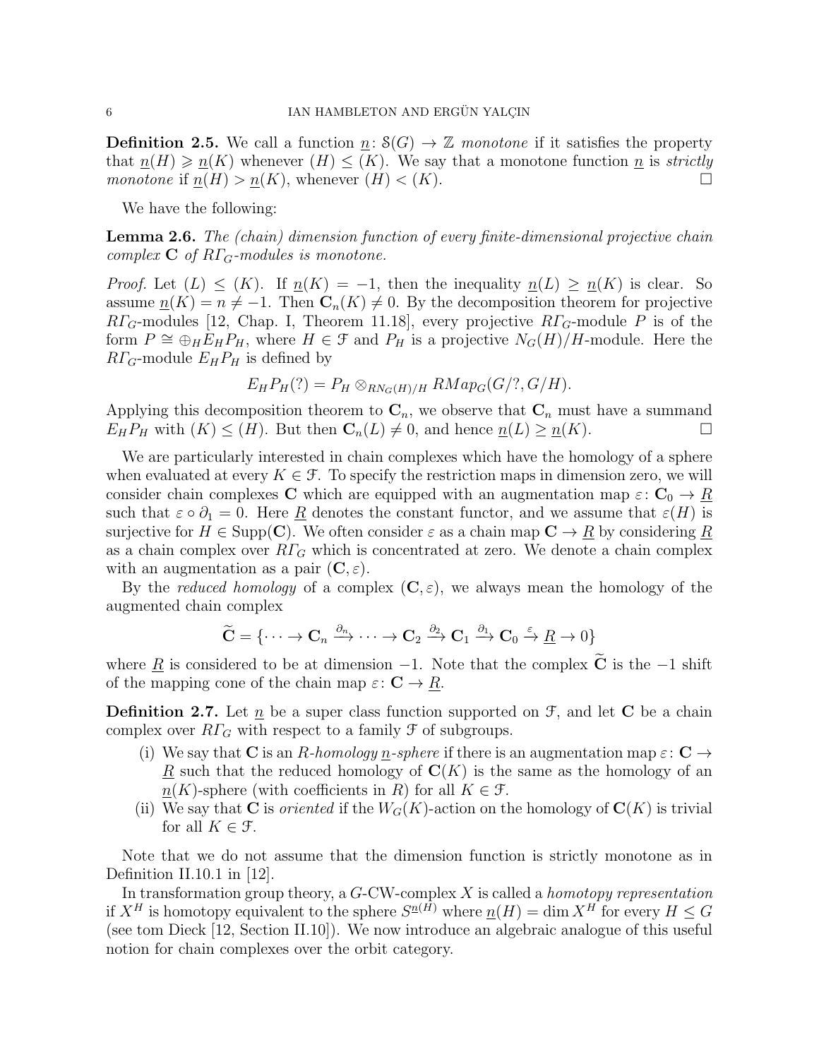**Definition 2.5.** We call a function $\underline{n}\colon \mathcal{S}(G) \to \mathbb{Z}$ *monotone* if it satisfies the property that $\underline{n}(H) \geqslant \underline{n}(K)$ whenever $(H) \leq (K)$. We say that a monotone function $\underline{n}$ is *strictly monotone* if $\underline{n}(H) > \underline{n}(K)$, whenever $(H) < (K)$. □

We have the following:

**Lemma 2.6.** *The (chain) dimension function of every finite-dimensional projective chain complex* $\mathbf{C}$ *of* $R\varGamma_G$*-modules is monotone.*

*Proof.* Let $(L) \leq (K)$. If $\underline{n}(K) = -1$, then the inequality $\underline{n}(L) \geq \underline{n}(K)$ is clear. So assume $\underline{n}(K) = n \neq -1$. Then $\mathbf{C}_n(K) \neq 0$. By the decomposition theorem for projective $R\varGamma_G$-modules [12, Chap. I, Theorem 11.18], every projective $R\varGamma_G$-module $P$ is of the form $P \cong \oplus_H E_H P_H$, where $H \in \mathcal{F}$ and $P_H$ is a projective $N_G(H)/H$-module. Here the $R\varGamma_G$-module $E_H P_H$ is defined by

$$E_H P_H(?) = P_H \otimes_{RN_G(H)/H} RMap_G(G/?, G/H).$$

Applying this decomposition theorem to $\mathbf{C}_n$, we observe that $\mathbf{C}_n$ must have a summand $E_H P_H$ with $(K) \leq (H)$. But then $\mathbf{C}_n(L) \neq 0$, and hence $\underline{n}(L) \geq \underline{n}(K)$. □

We are particularly interested in chain complexes which have the homology of a sphere when evaluated at every $K \in \mathcal{F}$. To specify the restriction maps in dimension zero, we will consider chain complexes $\mathbf{C}$ which are equipped with an augmentation map $\varepsilon\colon \mathbf{C}_0 \to \underline{R}$ such that $\varepsilon \circ \partial_1 = 0$. Here $\underline{R}$ denotes the constant functor, and we assume that $\varepsilon(H)$ is surjective for $H \in \operatorname{Supp}(\mathbf{C})$. We often consider $\varepsilon$ as a chain map $\mathbf{C} \to \underline{R}$ by considering $\underline{R}$ as a chain complex over $R\varGamma_G$ which is concentrated at zero. We denote a chain complex with an augmentation as a pair $(\mathbf{C}, \varepsilon)$.

By the *reduced homology* of a complex $(\mathbf{C}, \varepsilon)$, we always mean the homology of the augmented chain complex

$$\widetilde{\mathbf{C}} = \{\cdots \to \mathbf{C}_n \xrightarrow{\partial_n} \cdots \to \mathbf{C}_2 \xrightarrow{\partial_2} \mathbf{C}_1 \xrightarrow{\partial_1} \mathbf{C}_0 \xrightarrow{\varepsilon} \underline{R} \to 0\}$$

where $\underline{R}$ is considered to be at dimension $-1$. Note that the complex $\widetilde{\mathbf{C}}$ is the $-1$ shift of the mapping cone of the chain map $\varepsilon\colon \mathbf{C} \to \underline{R}$.

**Definition 2.7.** Let $\underline{n}$ be a super class function supported on $\mathcal{F}$, and let $\mathbf{C}$ be a chain complex over $R\varGamma_G$ with respect to a family $\mathcal{F}$ of subgroups.

(i) We say that $\mathbf{C}$ is an *$R$-homology $\underline{n}$-sphere* if there is an augmentation map $\varepsilon\colon \mathbf{C} \to \underline{R}$ such that the reduced homology of $\mathbf{C}(K)$ is the same as the homology of an $\underline{n}(K)$-sphere (with coefficients in $R$) for all $K \in \mathcal{F}$.

(ii) We say that $\mathbf{C}$ is *oriented* if the $W_G(K)$-action on the homology of $\mathbf{C}(K)$ is trivial for all $K \in \mathcal{F}$.

Note that we do not assume that the dimension function is strictly monotone as in Definition II.10.1 in [12].

In transformation group theory, a $G$-CW-complex $X$ is called a *homotopy representation* if $X^H$ is homotopy equivalent to the sphere $S^{\underline{n}(H)}$ where $\underline{n}(H) = \dim X^H$ for every $H \leq G$ (see tom Dieck [12, Section II.10]). We now introduce an algebraic analogue of this useful notion for chain complexes over the orbit category.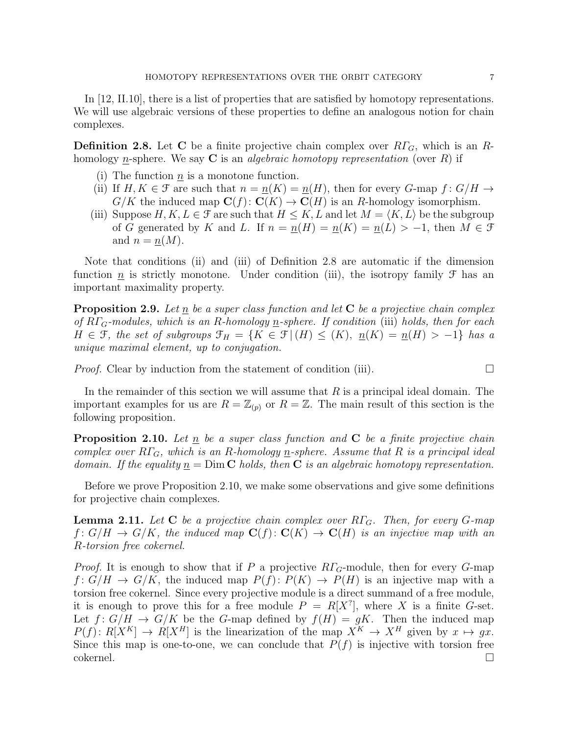In [12, II.10], there is a list of properties that are satisfied by homotopy representations. We will use algebraic versions of these properties to define an analogous notion for chain complexes.

**Definition 2.8.** Let $\mathbf{C}$ be a finite projective chain complex over $R\Gamma_G$, which is an $R$-homology $\underline{n}$-sphere. We say $\mathbf{C}$ is an *algebraic homotopy representation* (over $R$) if

(i) The function $\underline{n}$ is a monotone function.
(ii) If $H, K \in \mathcal{F}$ are such that $n = \underline{n}(K) = \underline{n}(H)$, then for every $G$-map $f\colon G/H \to G/K$ the induced map $\mathbf{C}(f)\colon \mathbf{C}(K) \to \mathbf{C}(H)$ is an $R$-homology isomorphism.
(iii) Suppose $H, K, L \in \mathcal{F}$ are such that $H \leq K, L$ and let $M = \langle K, L\rangle$ be the subgroup of $G$ generated by $K$ and $L$. If $n = \underline{n}(H) = \underline{n}(K) = \underline{n}(L) > -1$, then $M \in \mathcal{F}$ and $n = \underline{n}(M)$.

Note that conditions (ii) and (iii) of Definition 2.8 are automatic if the dimension function $\underline{n}$ is strictly monotone. Under condition (iii), the isotropy family $\mathcal{F}$ has an important maximality property.

**Proposition 2.9.** *Let $\underline{n}$ be a super class function and let $\mathbf{C}$ be a projective chain complex of $R\Gamma_G$-modules, which is an $R$-homology $\underline{n}$-sphere. If condition* (iii) *holds, then for each $H \in \mathcal{F}$, the set of subgroups $\mathcal{F}_H = \{K \in \mathcal{F} \,|\, (H) \leq (K),\ \underline{n}(K) = \underline{n}(H) > -1\}$ has a unique maximal element, up to conjugation.*

*Proof.* Clear by induction from the statement of condition (iii). $\square$

In the remainder of this section we will assume that $R$ is a principal ideal domain. The important examples for us are $R = \mathbb{Z}_{(p)}$ or $R = \mathbb{Z}$. The main result of this section is the following proposition.

**Proposition 2.10.** *Let $\underline{n}$ be a super class function and $\mathbf{C}$ be a finite projective chain complex over $R\Gamma_G$, which is an $R$-homology $\underline{n}$-sphere. Assume that $R$ is a principal ideal domain. If the equality $\underline{n} = \operatorname{Dim} \mathbf{C}$ holds, then $\mathbf{C}$ is an algebraic homotopy representation.*

Before we prove Proposition 2.10, we make some observations and give some definitions for projective chain complexes.

**Lemma 2.11.** *Let $\mathbf{C}$ be a projective chain complex over $R\Gamma_G$. Then, for every $G$-map $f\colon G/H \to G/K$, the induced map $\mathbf{C}(f)\colon \mathbf{C}(K) \to \mathbf{C}(H)$ is an injective map with an $R$-torsion free cokernel.*

*Proof.* It is enough to show that if $P$ a projective $R\Gamma_G$-module, then for every $G$-map $f\colon G/H \to G/K$, the induced map $P(f)\colon P(K) \to P(H)$ is an injective map with a torsion free cokernel. Since every projective module is a direct summand of a free module, it is enough to prove this for a free module $P = R[X^?]$, where $X$ is a finite $G$-set. Let $f\colon G/H \to G/K$ be the $G$-map defined by $f(H) = gK$. Then the induced map $P(f)\colon R[X^K] \to R[X^H]$ is the linearization of the map $X^K \to X^H$ given by $x \mapsto gx$. Since this map is one-to-one, we can conclude that $P(f)$ is injective with torsion free cokernel. $\square$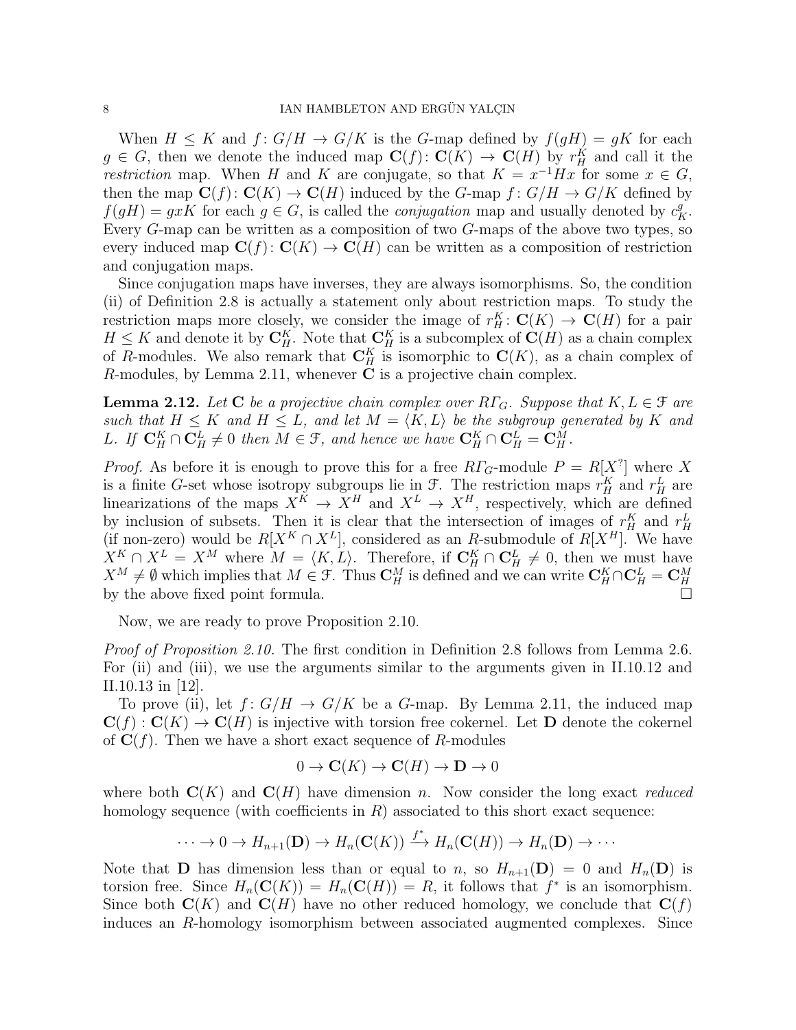When $H \leq K$ and $f\colon G/H \to G/K$ is the $G$-map defined by $f(gH) = gK$ for each $g \in G$, then we denote the induced map $\mathbf{C}(f)\colon \mathbf{C}(K) \to \mathbf{C}(H)$ by $r^K_H$ and call it the *restriction* map. When $H$ and $K$ are conjugate, so that $K = x^{-1}Hx$ for some $x \in G$, then the map $\mathbf{C}(f)\colon \mathbf{C}(K) \to \mathbf{C}(H)$ induced by the $G$-map $f\colon G/H \to G/K$ defined by $f(gH) = gxK$ for each $g \in G$, is called the *conjugation* map and usually denoted by $c^g_K$. Every $G$-map can be written as a composition of two $G$-maps of the above two types, so every induced map $\mathbf{C}(f)\colon \mathbf{C}(K) \to \mathbf{C}(H)$ can be written as a composition of restriction and conjugation maps.

Since conjugation maps have inverses, they are always isomorphisms. So, the condition (ii) of Definition 2.8 is actually a statement only about restriction maps. To study the restriction maps more closely, we consider the image of $r^K_H\colon \mathbf{C}(K) \to \mathbf{C}(H)$ for a pair $H \leq K$ and denote it by $\mathbf{C}^K_H$. Note that $\mathbf{C}^K_H$ is a subcomplex of $\mathbf{C}(H)$ as a chain complex of $R$-modules. We also remark that $\mathbf{C}^K_H$ is isomorphic to $\mathbf{C}(K)$, as a chain complex of $R$-modules, by Lemma 2.11, whenever $\mathbf{C}$ is a projective chain complex.

**Lemma 2.12.** *Let $\mathbf{C}$ be a projective chain complex over $R\Gamma_G$. Suppose that $K, L \in \mathcal{F}$ are such that $H \leq K$ and $H \leq L$, and let $M = \langle K, L\rangle$ be the subgroup generated by $K$ and $L$. If $\mathbf{C}^K_H \cap \mathbf{C}^L_H \neq 0$ then $M \in \mathcal{F}$, and hence we have $\mathbf{C}^K_H \cap \mathbf{C}^L_H = \mathbf{C}^M_H$.*

*Proof.* As before it is enough to prove this for a free $R\Gamma_G$-module $P = R[X^?]$ where $X$ is a finite $G$-set whose isotropy subgroups lie in $\mathcal{F}$. The restriction maps $r^K_H$ and $r^L_H$ are linearizations of the maps $X^K \to X^H$ and $X^L \to X^H$, respectively, which are defined by inclusion of subsets. Then it is clear that the intersection of images of $r^K_H$ and $r^L_H$ (if non-zero) would be $R[X^K \cap X^L]$, considered as an $R$-submodule of $R[X^H]$. We have $X^K \cap X^L = X^M$ where $M = \langle K, L\rangle$. Therefore, if $\mathbf{C}^K_H \cap \mathbf{C}^L_H \neq 0$, then we must have $X^M \neq \emptyset$ which implies that $M \in \mathcal{F}$. Thus $\mathbf{C}^M_H$ is defined and we can write $\mathbf{C}^K_H \cap \mathbf{C}^L_H = \mathbf{C}^M_H$ by the above fixed point formula. $\square$

Now, we are ready to prove Proposition 2.10.

*Proof of Proposition 2.10.* The first condition in Definition 2.8 follows from Lemma 2.6. For (ii) and (iii), we use the arguments similar to the arguments given in II.10.12 and II.10.13 in [12].

To prove (ii), let $f\colon G/H \to G/K$ be a $G$-map. By Lemma 2.11, the induced map $\mathbf{C}(f) : \mathbf{C}(K) \to \mathbf{C}(H)$ is injective with torsion free cokernel. Let $\mathbf{D}$ denote the cokernel of $\mathbf{C}(f)$. Then we have a short exact sequence of $R$-modules

$$0 \to \mathbf{C}(K) \to \mathbf{C}(H) \to \mathbf{D} \to 0$$

where both $\mathbf{C}(K)$ and $\mathbf{C}(H)$ have dimension $n$. Now consider the long exact *reduced* homology sequence (with coefficients in $R$) associated to this short exact sequence:

$$\cdots \to 0 \to H_{n+1}(\mathbf{D}) \to H_n(\mathbf{C}(K)) \xrightarrow{f^*} H_n(\mathbf{C}(H)) \to H_n(\mathbf{D}) \to \cdots$$

Note that $\mathbf{D}$ has dimension less than or equal to $n$, so $H_{n+1}(\mathbf{D}) = 0$ and $H_n(\mathbf{D})$ is torsion free. Since $H_n(\mathbf{C}(K)) = H_n(\mathbf{C}(H)) = R$, it follows that $f^*$ is an isomorphism. Since both $\mathbf{C}(K)$ and $\mathbf{C}(H)$ have no other reduced homology, we conclude that $\mathbf{C}(f)$ induces an $R$-homology isomorphism between associated augmented complexes. Since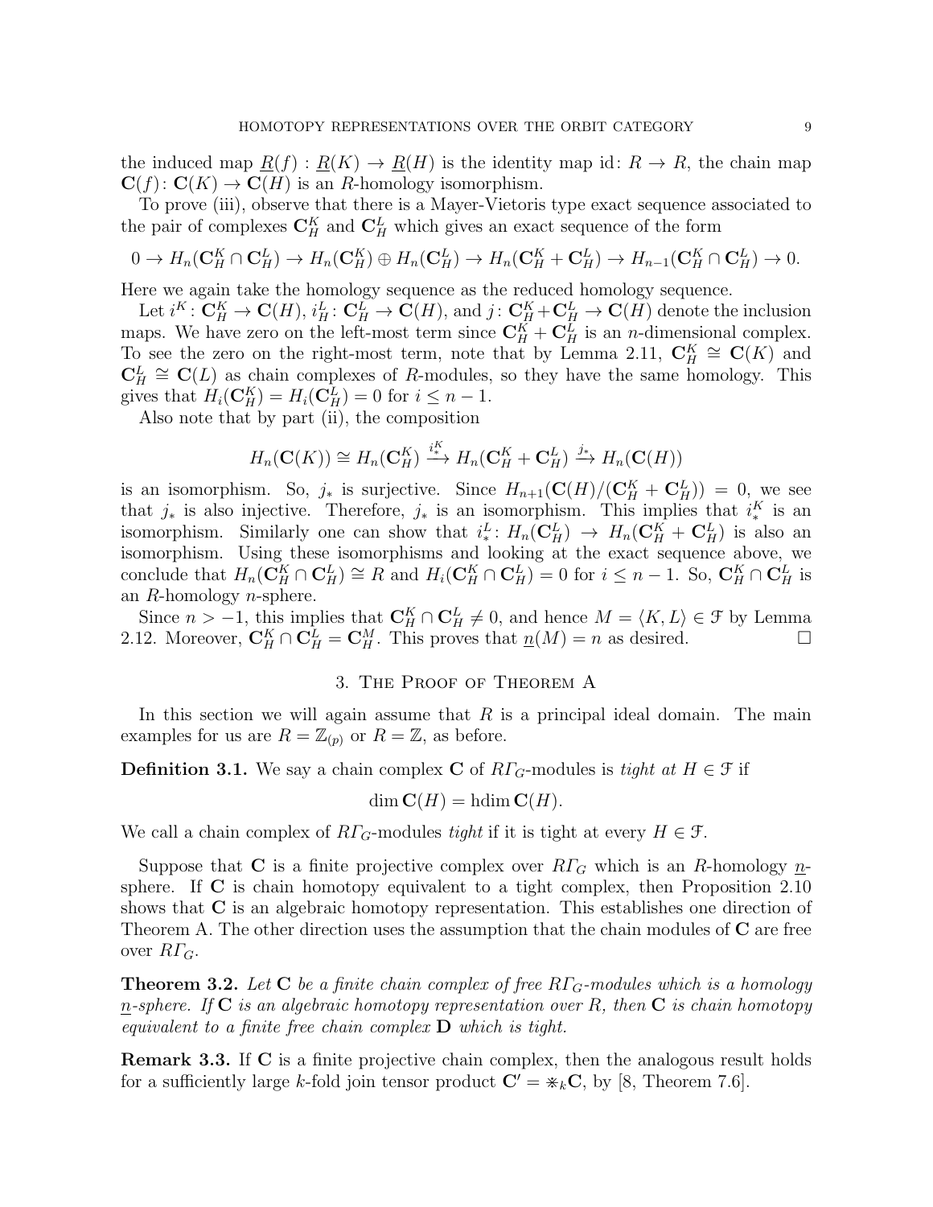the induced map $\underline{R}(f) : \underline{R}(K) \to \underline{R}(H)$ is the identity map $\mathrm{id}\colon R \to R$, the chain map $\mathbf{C}(f)\colon \mathbf{C}(K) \to \mathbf{C}(H)$ is an $R$-homology isomorphism.

To prove (iii), observe that there is a Mayer-Vietoris type exact sequence associated to the pair of complexes $\mathbf{C}_H^K$ and $\mathbf{C}_H^L$ which gives an exact sequence of the form

$$0 \to H_n(\mathbf{C}_H^K \cap \mathbf{C}_H^L) \to H_n(\mathbf{C}_H^K) \oplus H_n(\mathbf{C}_H^L) \to H_n(\mathbf{C}_H^K + \mathbf{C}_H^L) \to H_{n-1}(\mathbf{C}_H^K \cap \mathbf{C}_H^L) \to 0.$$

Here we again take the homology sequence as the reduced homology sequence.

Let $i^K \colon \mathbf{C}_H^K \to \mathbf{C}(H)$, $i_H^L \colon \mathbf{C}_H^L \to \mathbf{C}(H)$, and $j\colon \mathbf{C}_H^K + \mathbf{C}_H^L \to \mathbf{C}(H)$ denote the inclusion maps. We have zero on the left-most term since $\mathbf{C}_H^K + \mathbf{C}_H^L$ is an $n$-dimensional complex. To see the zero on the right-most term, note that by Lemma 2.11, $\mathbf{C}_H^K \cong \mathbf{C}(K)$ and $\mathbf{C}_H^L \cong \mathbf{C}(L)$ as chain complexes of $R$-modules, so they have the same homology. This gives that $H_i(\mathbf{C}_H^K) = H_i(\mathbf{C}_H^L) = 0$ for $i \leq n-1$.

Also note that by part (ii), the composition

$$H_n(\mathbf{C}(K)) \cong H_n(\mathbf{C}_H^K) \xrightarrow{i_*^K} H_n(\mathbf{C}_H^K + \mathbf{C}_H^L) \xrightarrow{j_*} H_n(\mathbf{C}(H))$$

is an isomorphism. So, $j_*$ is surjective. Since $H_{n+1}(\mathbf{C}(H)/(\mathbf{C}_H^K + \mathbf{C}_H^L)) = 0$, we see that $j_*$ is also injective. Therefore, $j_*$ is an isomorphism. This implies that $i_*^K$ is an isomorphism. Similarly one can show that $i_*^L \colon H_n(\mathbf{C}_H^L) \to H_n(\mathbf{C}_H^K + \mathbf{C}_H^L)$ is also an isomorphism. Using these isomorphisms and looking at the exact sequence above, we conclude that $H_n(\mathbf{C}_H^K \cap \mathbf{C}_H^L) \cong R$ and $H_i(\mathbf{C}_H^K \cap \mathbf{C}_H^L) = 0$ for $i \leq n-1$. So, $\mathbf{C}_H^K \cap \mathbf{C}_H^L$ is an $R$-homology $n$-sphere.

Since $n > -1$, this implies that $\mathbf{C}_H^K \cap \mathbf{C}_H^L \neq 0$, and hence $M = \langle K, L\rangle \in \mathcal{F}$ by Lemma 2.12. Moreover, $\mathbf{C}_H^K \cap \mathbf{C}_H^L = \mathbf{C}_H^M$. This proves that $\underline{n}(M) = n$ as desired. □

## 3. The Proof of Theorem A

In this section we will again assume that $R$ is a principal ideal domain. The main examples for us are $R = \mathbb{Z}_{(p)}$ or $R = \mathbb{Z}$, as before.

**Definition 3.1.** We say a chain complex $\mathbf{C}$ of $R\varGamma_G$-modules is *tight at* $H \in \mathcal{F}$ if

$$\dim \mathbf{C}(H) = \operatorname{hdim} \mathbf{C}(H).$$

We call a chain complex of $R\varGamma_G$-modules *tight* if it is tight at every $H \in \mathcal{F}$.

Suppose that $\mathbf{C}$ is a finite projective complex over $R\varGamma_G$ which is an $R$-homology $\underline{n}$-sphere. If $\mathbf{C}$ is chain homotopy equivalent to a tight complex, then Proposition 2.10 shows that $\mathbf{C}$ is an algebraic homotopy representation. This establishes one direction of Theorem A. The other direction uses the assumption that the chain modules of $\mathbf{C}$ are free over $R\varGamma_G$.

**Theorem 3.2.** *Let $\mathbf{C}$ be a finite chain complex of free $R\varGamma_G$-modules which is a homology $\underline{n}$-sphere. If $\mathbf{C}$ is an algebraic homotopy representation over $R$, then $\mathbf{C}$ is chain homotopy equivalent to a finite free chain complex $\mathbf{D}$ which is tight.*

**Remark 3.3.** If $\mathbf{C}$ is a finite projective chain complex, then the analogous result holds for a sufficiently large $k$-fold join tensor product $\mathbf{C}' = \circledast_k \mathbf{C}$, by [8, Theorem 7.6].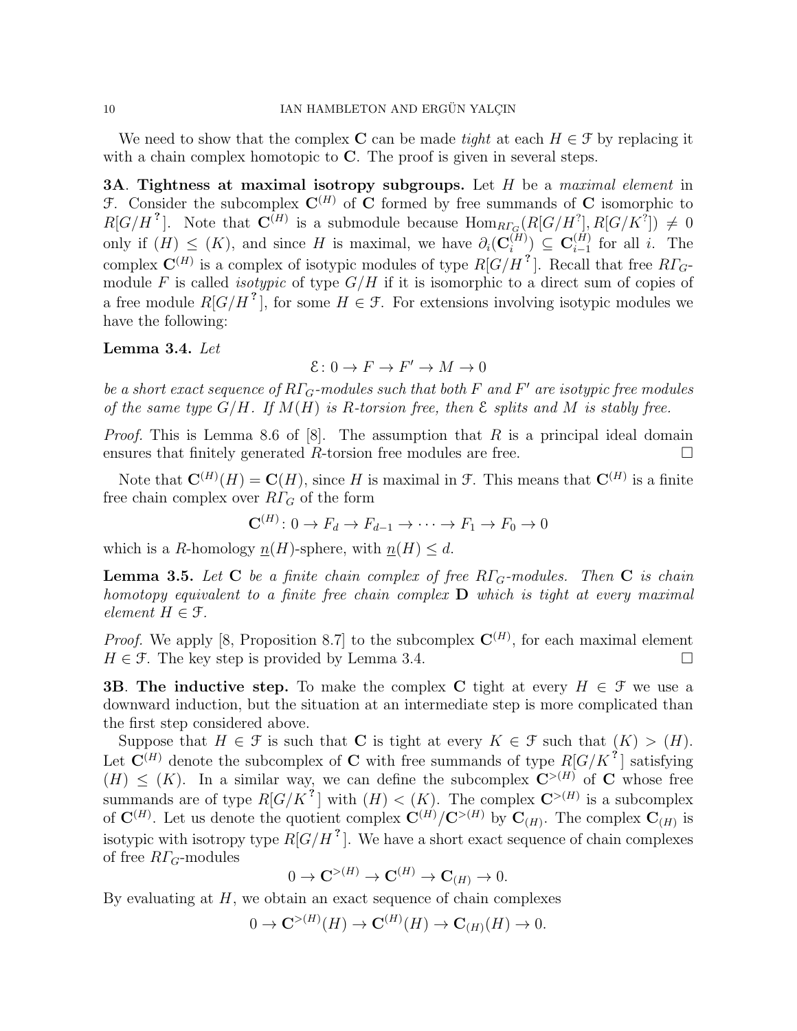We need to show that the complex $\mathbf{C}$ can be made *tight* at each $H \in \mathcal{F}$ by replacing it with a chain complex homotopic to $\mathbf{C}$. The proof is given in several steps.

**3A**. **Tightness at maximal isotropy subgroups.** Let $H$ be a *maximal element* in $\mathcal{F}$. Consider the subcomplex $\mathbf{C}^{(H)}$ of $\mathbf{C}$ formed by free summands of $\mathbf{C}$ isomorphic to $R[G/H^?]$. Note that $\mathbf{C}^{(H)}$ is a submodule because $\mathrm{Hom}_{R\Gamma_G}(R[G/H^?], R[G/K^?]) \neq 0$ only if $(H) \leq (K)$, and since $H$ is maximal, we have $\partial_i(\mathbf{C}_i^{(H)}) \subseteq \mathbf{C}_{i-1}^{(H)}$ for all $i$. The complex $\mathbf{C}^{(H)}$ is a complex of isotypic modules of type $R[G/H^?]$. Recall that free $R\Gamma_G$-module $F$ is called *isotypic* of type $G/H$ if it is isomorphic to a direct sum of copies of a free module $R[G/H^?]$, for some $H \in \mathcal{F}$. For extensions involving isotypic modules we have the following:

**Lemma 3.4.** *Let*

$$\mathcal{E}\colon 0 \to F \to F' \to M \to 0$$

*be a short exact sequence of $R\Gamma_G$-modules such that both $F$ and $F'$ are isotypic free modules of the same type $G/H$. If $M(H)$ is $R$-torsion free, then $\mathcal{E}$ splits and $M$ is stably free.*

*Proof.* This is Lemma 8.6 of [8]. The assumption that $R$ is a principal ideal domain ensures that finitely generated $R$-torsion free modules are free. $\square$

Note that $\mathbf{C}^{(H)}(H) = \mathbf{C}(H)$, since $H$ is maximal in $\mathcal{F}$. This means that $\mathbf{C}^{(H)}$ is a finite free chain complex over $R\Gamma_G$ of the form

$$\mathbf{C}^{(H)}\colon 0 \to F_d \to F_{d-1} \to \cdots \to F_1 \to F_0 \to 0$$

which is a $R$-homology $\underline{n}(H)$-sphere, with $\underline{n}(H) \leq d$.

**Lemma 3.5.** *Let $\mathbf{C}$ be a finite chain complex of free $R\Gamma_G$-modules. Then $\mathbf{C}$ is chain homotopy equivalent to a finite free chain complex $\mathbf{D}$ which is tight at every maximal element $H \in \mathcal{F}$.*

*Proof.* We apply [8, Proposition 8.7] to the subcomplex $\mathbf{C}^{(H)}$, for each maximal element $H \in \mathcal{F}$. The key step is provided by Lemma 3.4. $\square$

**3B**. **The inductive step.** To make the complex $\mathbf{C}$ tight at every $H \in \mathcal{F}$ we use a downward induction, but the situation at an intermediate step is more complicated than the first step considered above.

Suppose that $H \in \mathcal{F}$ is such that $\mathbf{C}$ is tight at every $K \in \mathcal{F}$ such that $(K) > (H)$. Let $\mathbf{C}^{(H)}$ denote the subcomplex of $\mathbf{C}$ with free summands of type $R[G/K^?]$ satisfying $(H) \leq (K)$. In a similar way, we can define the subcomplex $\mathbf{C}^{>(H)}$ of $\mathbf{C}$ whose free summands are of type $R[G/K^?]$ with $(H) < (K)$. The complex $\mathbf{C}^{>(H)}$ is a subcomplex of $\mathbf{C}^{(H)}$. Let us denote the quotient complex $\mathbf{C}^{(H)}/\mathbf{C}^{>(H)}$ by $\mathbf{C}_{(H)}$. The complex $\mathbf{C}_{(H)}$ is isotypic with isotropy type $R[G/H^?]$. We have a short exact sequence of chain complexes of free $R\Gamma_G$-modules

$$0 \to \mathbf{C}^{>(H)} \to \mathbf{C}^{(H)} \to \mathbf{C}_{(H)} \to 0.$$

By evaluating at $H$, we obtain an exact sequence of chain complexes

$$0 \to \mathbf{C}^{>(H)}(H) \to \mathbf{C}^{(H)}(H) \to \mathbf{C}_{(H)}(H) \to 0.$$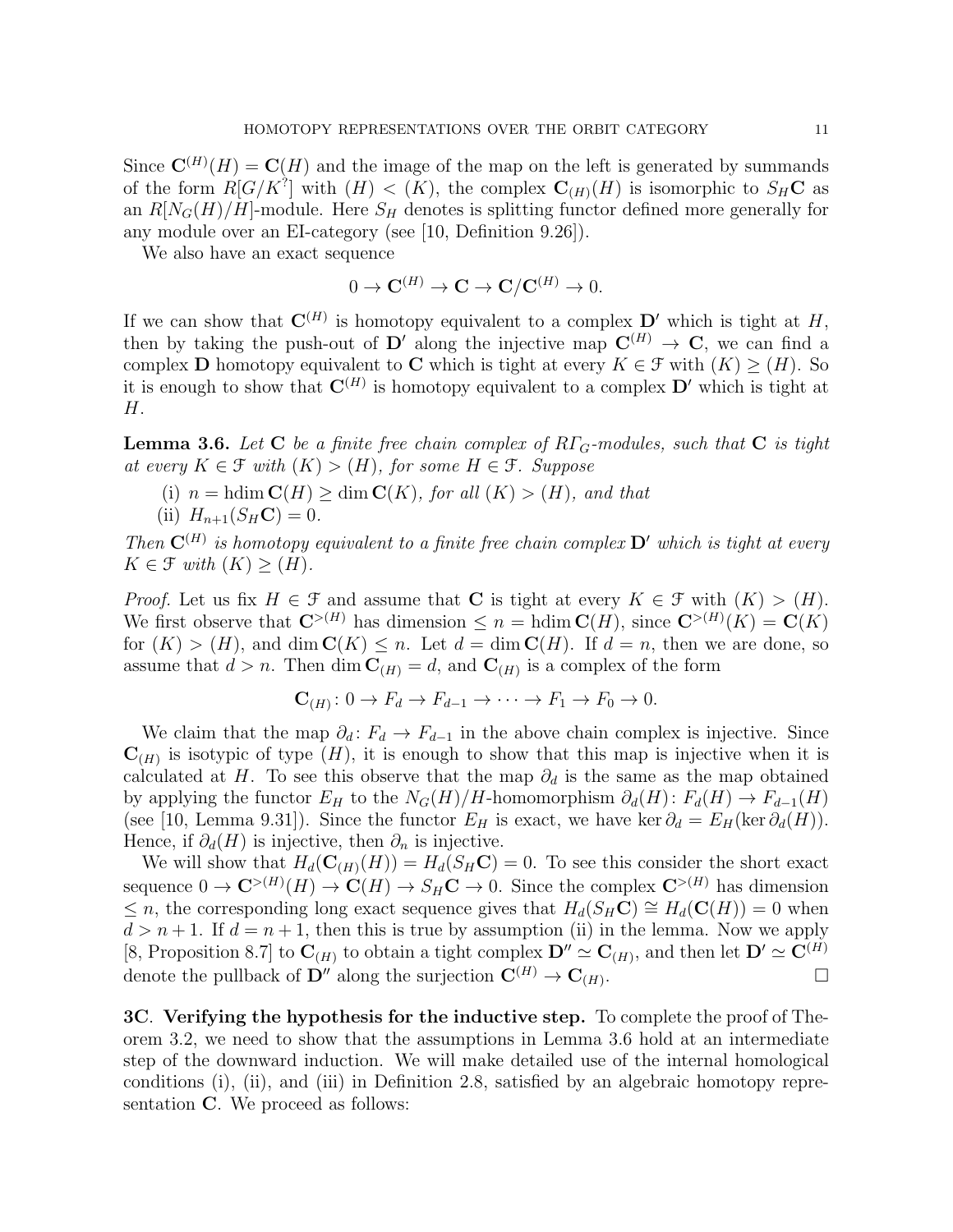Since $\mathbf{C}^{(H)}(H) = \mathbf{C}(H)$ and the image of the map on the left is generated by summands of the form $R[G/K^?]$ with $(H) < (K)$, the complex $\mathbf{C}_{(H)}(H)$ is isomorphic to $S_H\mathbf{C}$ as an $R[N_G(H)/H]$-module. Here $S_H$ denotes is splitting functor defined more generally for any module over an EI-category (see [10, Definition 9.26]).

We also have an exact sequence

$$0 \to \mathbf{C}^{(H)} \to \mathbf{C} \to \mathbf{C}/\mathbf{C}^{(H)} \to 0.$$

If we can show that $\mathbf{C}^{(H)}$ is homotopy equivalent to a complex $\mathbf{D}'$ which is tight at $H$, then by taking the push-out of $\mathbf{D}'$ along the injective map $\mathbf{C}^{(H)} \to \mathbf{C}$, we can find a complex $\mathbf{D}$ homotopy equivalent to $\mathbf{C}$ which is tight at every $K \in \mathcal{F}$ with $(K) \geq (H)$. So it is enough to show that $\mathbf{C}^{(H)}$ is homotopy equivalent to a complex $\mathbf{D}'$ which is tight at $H$.

**Lemma 3.6.** *Let $\mathbf{C}$ be a finite free chain complex of $R\Gamma_G$-modules, such that $\mathbf{C}$ is tight at every $K \in \mathcal{F}$ with $(K) > (H)$, for some $H \in \mathcal{F}$. Suppose*

(i) *$n = \operatorname{hdim} \mathbf{C}(H) \geq \dim \mathbf{C}(K)$, for all $(K) > (H)$, and that*

(ii) *$H_{n+1}(S_H\mathbf{C}) = 0$.*

*Then $\mathbf{C}^{(H)}$ is homotopy equivalent to a finite free chain complex $\mathbf{D}'$ which is tight at every $K \in \mathcal{F}$ with $(K) \geq (H)$.*

*Proof.* Let us fix $H \in \mathcal{F}$ and assume that $\mathbf{C}$ is tight at every $K \in \mathcal{F}$ with $(K) > (H)$. We first observe that $\mathbf{C}^{>(H)}$ has dimension $\leq n = \operatorname{hdim} \mathbf{C}(H)$, since $\mathbf{C}^{>(H)}(K) = \mathbf{C}(K)$ for $(K) > (H)$, and $\dim \mathbf{C}(K) \leq n$. Let $d = \dim \mathbf{C}(H)$. If $d = n$, then we are done, so assume that $d > n$. Then $\dim \mathbf{C}_{(H)} = d$, and $\mathbf{C}_{(H)}$ is a complex of the form

$$\mathbf{C}_{(H)} \colon 0 \to F_d \to F_{d-1} \to \cdots \to F_1 \to F_0 \to 0.$$

We claim that the map $\partial_d \colon F_d \to F_{d-1}$ in the above chain complex is injective. Since $\mathbf{C}_{(H)}$ is isotypic of type $(H)$, it is enough to show that this map is injective when it is calculated at $H$. To see this observe that the map $\partial_d$ is the same as the map obtained by applying the functor $E_H$ to the $N_G(H)/H$-homomorphism $\partial_d(H) \colon F_d(H) \to F_{d-1}(H)$ (see [10, Lemma 9.31]). Since the functor $E_H$ is exact, we have $\ker \partial_d = E_H(\ker \partial_d(H))$. Hence, if $\partial_d(H)$ is injective, then $\partial_n$ is injective.

We will show that $H_d(\mathbf{C}_{(H)}(H)) = H_d(S_H\mathbf{C}) = 0$. To see this consider the short exact sequence $0 \to \mathbf{C}^{>(H)}(H) \to \mathbf{C}(H) \to S_H\mathbf{C} \to 0$. Since the complex $\mathbf{C}^{>(H)}$ has dimension $\leq n$, the corresponding long exact sequence gives that $H_d(S_H\mathbf{C}) \cong H_d(\mathbf{C}(H)) = 0$ when $d > n+1$. If $d = n+1$, then this is true by assumption (ii) in the lemma. Now we apply [8, Proposition 8.7] to $\mathbf{C}_{(H)}$ to obtain a tight complex $\mathbf{D}'' \simeq \mathbf{C}_{(H)}$, and then let $\mathbf{D}' \simeq \mathbf{C}^{(H)}$ denote the pullback of $\mathbf{D}''$ along the surjection $\mathbf{C}^{(H)} \to \mathbf{C}_{(H)}$. $\square$

**3C**. **Verifying the hypothesis for the inductive step.** To complete the proof of Theorem 3.2, we need to show that the assumptions in Lemma 3.6 hold at an intermediate step of the downward induction. We will make detailed use of the internal homological conditions (i), (ii), and (iii) in Definition 2.8, satisfied by an algebraic homotopy representation $\mathbf{C}$. We proceed as follows: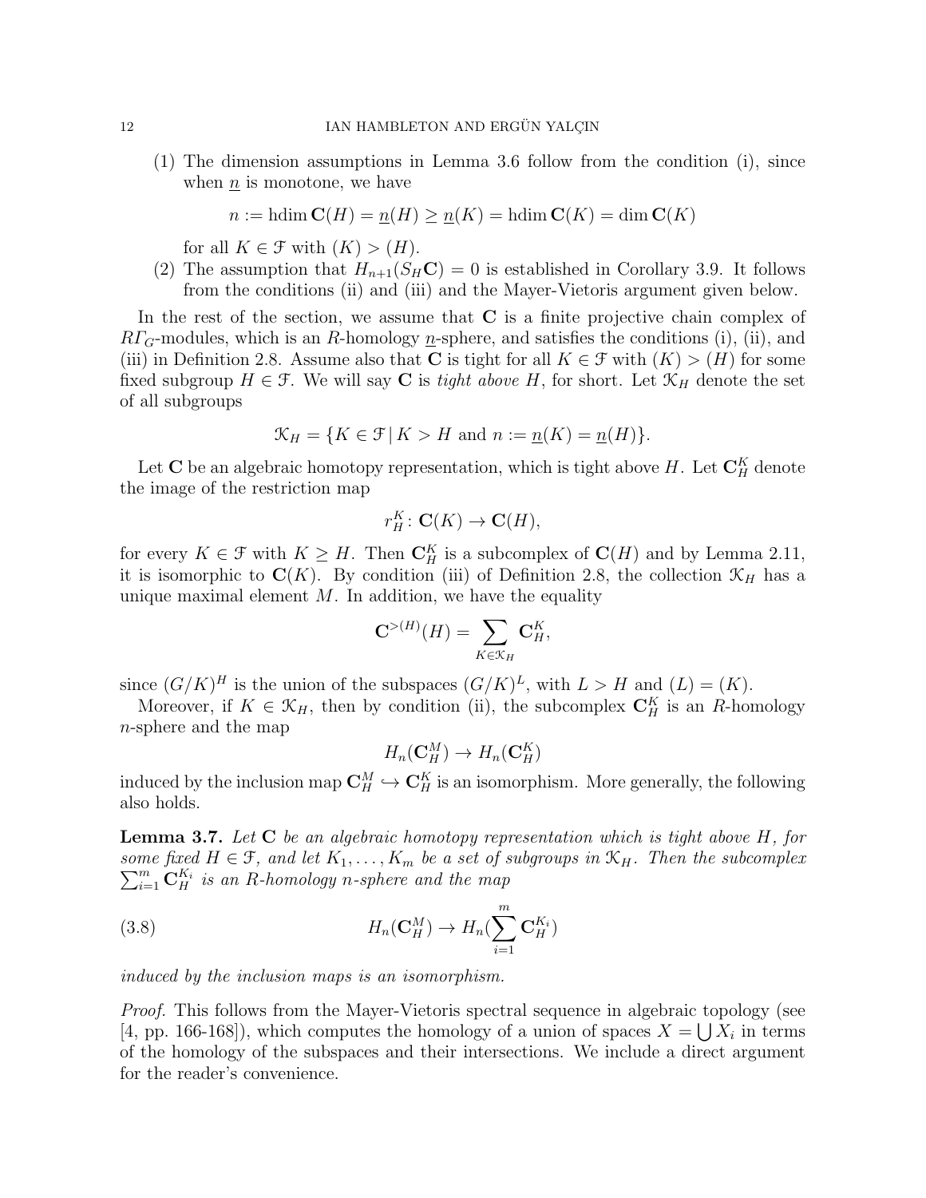(1) The dimension assumptions in Lemma 3.6 follow from the condition (i), since when $\underline{n}$ is monotone, we have

$$n := \operatorname{hdim} \mathbf{C}(H) = \underline{n}(H) \geq \underline{n}(K) = \operatorname{hdim} \mathbf{C}(K) = \dim \mathbf{C}(K)$$

for all $K \in \mathcal{F}$ with $(K) > (H)$.

(2) The assumption that $H_{n+1}(S_H \mathbf{C}) = 0$ is established in Corollary 3.9. It follows from the conditions (ii) and (iii) and the Mayer-Vietoris argument given below.

In the rest of the section, we assume that $\mathbf{C}$ is a finite projective chain complex of $R\Gamma_G$-modules, which is an $R$-homology $\underline{n}$-sphere, and satisfies the conditions (i), (ii), and (iii) in Definition 2.8. Assume also that $\mathbf{C}$ is tight for all $K \in \mathcal{F}$ with $(K) > (H)$ for some fixed subgroup $H \in \mathcal{F}$. We will say $\mathbf{C}$ is *tight above* $H$, for short. Let $\mathcal{K}_H$ denote the set of all subgroups

$$\mathcal{K}_H = \{K \in \mathcal{F} \mid K > H \text{ and } n := \underline{n}(K) = \underline{n}(H)\}.$$

Let $\mathbf{C}$ be an algebraic homotopy representation, which is tight above $H$. Let $\mathbf{C}_H^K$ denote the image of the restriction map

$$r_H^K \colon \mathbf{C}(K) \to \mathbf{C}(H),$$

for every $K \in \mathcal{F}$ with $K \geq H$. Then $\mathbf{C}_H^K$ is a subcomplex of $\mathbf{C}(H)$ and by Lemma 2.11, it is isomorphic to $\mathbf{C}(K)$. By condition (iii) of Definition 2.8, the collection $\mathcal{K}_H$ has a unique maximal element $M$. In addition, we have the equality

$$\mathbf{C}^{>(H)}(H) = \sum_{K \in \mathcal{K}_H} \mathbf{C}_H^K,$$

since $(G/K)^H$ is the union of the subspaces $(G/K)^L$, with $L > H$ and $(L) = (K)$.

Moreover, if $K \in \mathcal{K}_H$, then by condition (ii), the subcomplex $\mathbf{C}_H^K$ is an $R$-homology $n$-sphere and the map

$$H_n(\mathbf{C}_H^M) \to H_n(\mathbf{C}_H^K)$$

induced by the inclusion map $\mathbf{C}_H^M \hookrightarrow \mathbf{C}_H^K$ is an isomorphism. More generally, the following also holds.

**Lemma 3.7.** *Let $\mathbf{C}$ be an algebraic homotopy representation which is tight above $H$, for some fixed $H \in \mathcal{F}$, and let $K_1, \dots, K_m$ be a set of subgroups in $\mathcal{K}_H$. Then the subcomplex $\sum_{i=1}^m \mathbf{C}_H^{K_i}$ is an $R$-homology $n$-sphere and the map*

$$H_n(\mathbf{C}_H^M) \to H_n(\sum_{i=1}^m \mathbf{C}_H^{K_i}) \tag{3.8}$$

*induced by the inclusion maps is an isomorphism.*

*Proof.* This follows from the Mayer-Vietoris spectral sequence in algebraic topology (see [4, pp. 166-168]), which computes the homology of a union of spaces $X = \bigcup X_i$ in terms of the homology of the subspaces and their intersections. We include a direct argument for the reader's convenience.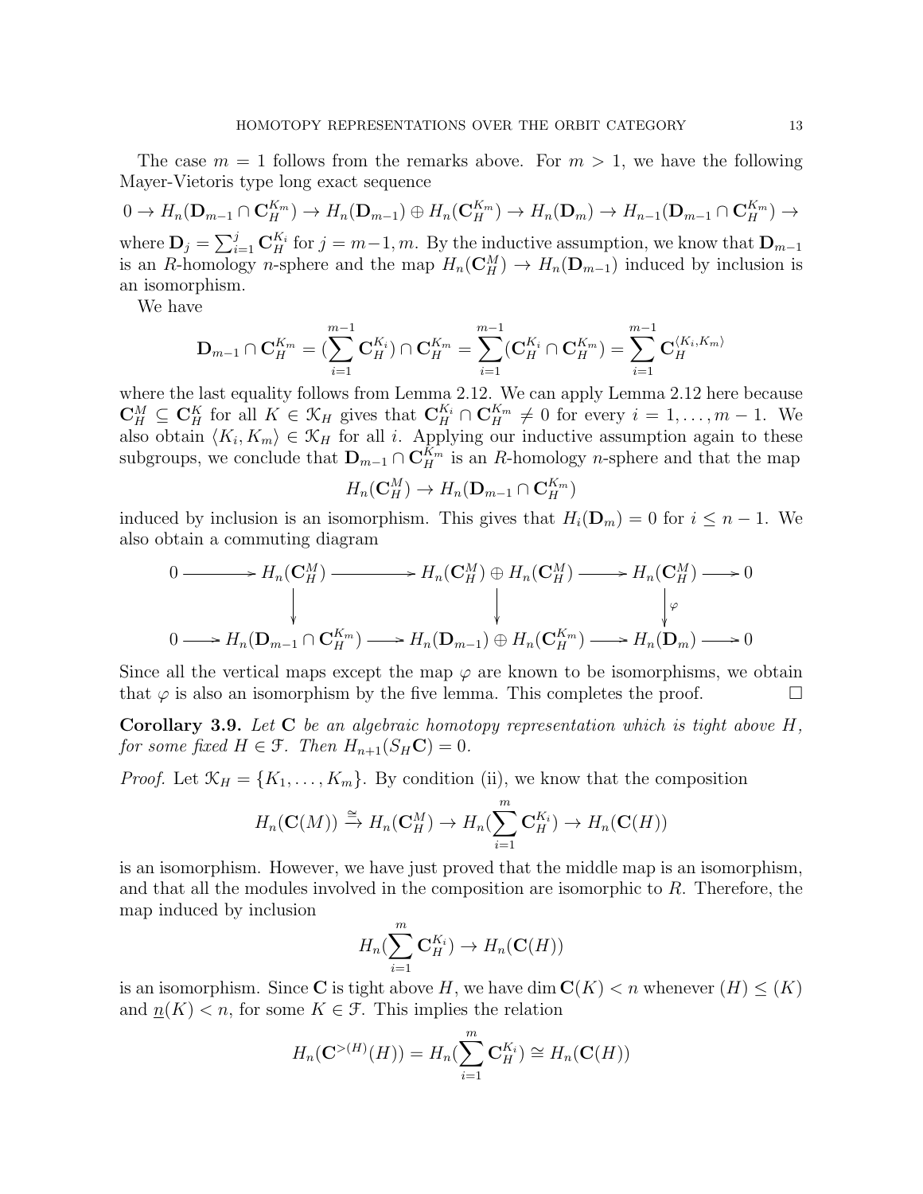The case $m = 1$ follows from the remarks above. For $m > 1$, we have the following Mayer-Vietoris type long exact sequence

$$0 \to H_n(\mathbf{D}_{m-1} \cap \mathbf{C}_H^{K_m}) \to H_n(\mathbf{D}_{m-1}) \oplus H_n(\mathbf{C}_H^{K_m}) \to H_n(\mathbf{D}_m) \to H_{n-1}(\mathbf{D}_{m-1} \cap \mathbf{C}_H^{K_m}) \to$$

where $\mathbf{D}_j = \sum_{i=1}^{j} \mathbf{C}_H^{K_i}$ for $j = m-1, m$. By the inductive assumption, we know that $\mathbf{D}_{m-1}$ is an $R$-homology $n$-sphere and the map $H_n(\mathbf{C}_H^M) \to H_n(\mathbf{D}_{m-1})$ induced by inclusion is an isomorphism.

We have

$$\mathbf{D}_{m-1} \cap \mathbf{C}_H^{K_m} = (\sum_{i=1}^{m-1} \mathbf{C}_H^{K_i}) \cap \mathbf{C}_H^{K_m} = \sum_{i=1}^{m-1} (\mathbf{C}_H^{K_i} \cap \mathbf{C}_H^{K_m}) = \sum_{i=1}^{m-1} \mathbf{C}_H^{\langle K_i, K_m \rangle}$$

where the last equality follows from Lemma 2.12. We can apply Lemma 2.12 here because $\mathbf{C}_H^M \subseteq \mathbf{C}_H^K$ for all $K \in \mathcal{K}_H$ gives that $\mathbf{C}_H^{K_i} \cap \mathbf{C}_H^{K_m} \neq 0$ for every $i = 1, \dots, m-1$. We also obtain $\langle K_i, K_m \rangle \in \mathcal{K}_H$ for all $i$. Applying our inductive assumption again to these subgroups, we conclude that $\mathbf{D}_{m-1} \cap \mathbf{C}_H^{K_m}$ is an $R$-homology $n$-sphere and that the map

$$H_n(\mathbf{C}_H^M) \to H_n(\mathbf{D}_{m-1} \cap \mathbf{C}_H^{K_m})$$

induced by inclusion is an isomorphism. This gives that $H_i(\mathbf{D}_m) = 0$ for $i \leq n-1$. We also obtain a commuting diagram

$$\begin{array}{ccccccccc}
0 & \longrightarrow & H_n(\mathbf{C}_H^M) & \longrightarrow & H_n(\mathbf{C}_H^M) \oplus H_n(\mathbf{C}_H^M) & \longrightarrow & H_n(\mathbf{C}_H^M) & \longrightarrow & 0 \\
 & & \downarrow & & \downarrow & & \downarrow \varphi & & \\
0 & \longrightarrow & H_n(\mathbf{D}_{m-1} \cap \mathbf{C}_H^{K_m}) & \longrightarrow & H_n(\mathbf{D}_{m-1}) \oplus H_n(\mathbf{C}_H^{K_m}) & \longrightarrow & H_n(\mathbf{D}_m) & \longrightarrow & 0
\end{array}$$

Since all the vertical maps except the map $\varphi$ are known to be isomorphisms, we obtain that $\varphi$ is also an isomorphism by the five lemma. This completes the proof. ☐

**Corollary 3.9.** *Let $\mathbf{C}$ be an algebraic homotopy representation which is tight above $H$, for some fixed $H \in \mathcal{F}$. Then $H_{n+1}(S_H\mathbf{C}) = 0$.*

*Proof.* Let $\mathcal{K}_H = \{K_1, \dots, K_m\}$. By condition (ii), we know that the composition

$$H_n(\mathbf{C}(M)) \xrightarrow{\cong} H_n(\mathbf{C}_H^M) \to H_n(\sum_{i=1}^{m} \mathbf{C}_H^{K_i}) \to H_n(\mathbf{C}(H))$$

is an isomorphism. However, we have just proved that the middle map is an isomorphism, and that all the modules involved in the composition are isomorphic to $R$. Therefore, the map induced by inclusion

$$H_n(\sum_{i=1}^{m} \mathbf{C}_H^{K_i}) \to H_n(\mathbf{C}(H))$$

is an isomorphism. Since $\mathbf{C}$ is tight above $H$, we have $\dim \mathbf{C}(K) < n$ whenever $(H) \leq (K)$ and $\underline{n}(K) < n$, for some $K \in \mathcal{F}$. This implies the relation

$$H_n(\mathbf{C}^{>(H)}(H)) = H_n(\sum_{i=1}^{m} \mathbf{C}_H^{K_i}) \cong H_n(\mathbf{C}(H))$$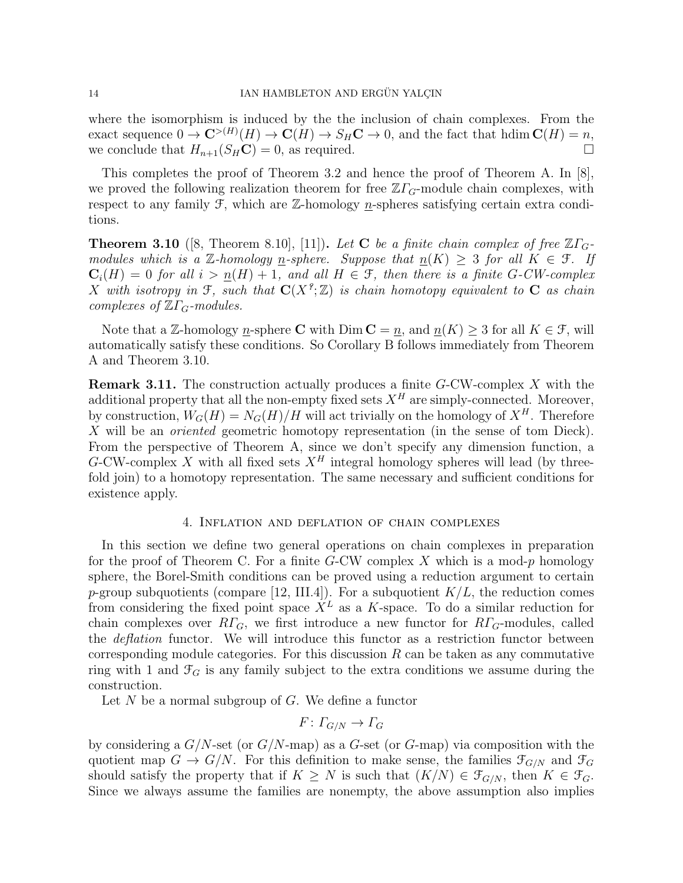where the isomorphism is induced by the the inclusion of chain complexes. From the exact sequence $0 \to \mathbf{C}^{>(H)}(H) \to \mathbf{C}(H) \to S_H\mathbf{C} \to 0$, and the fact that hdim $\mathbf{C}(H) = n$, we conclude that $H_{n+1}(S_H\mathbf{C}) = 0$, as required. $\square$

This completes the proof of Theorem 3.2 and hence the proof of Theorem A. In [8], we proved the following realization theorem for free $\mathbb{Z}\mathit{\Gamma}_G$-module chain complexes, with respect to any family $\mathcal{F}$, which are $\mathbb{Z}$-homology $\underline{n}$-spheres satisfying certain extra conditions.

**Theorem 3.10** ([8, Theorem 8.10], [11])**.** *Let $\mathbf{C}$ be a finite chain complex of free $\mathbb{Z}\mathit{\Gamma}_G$-modules which is a $\mathbb{Z}$-homology $\underline{n}$-sphere. Suppose that $\underline{n}(K) \geq 3$ for all $K \in \mathcal{F}$. If $\mathbf{C}_i(H) = 0$ for all $i > \underline{n}(H) + 1$, and all $H \in \mathcal{F}$, then there is a finite $G$-CW-complex $X$ with isotropy in $\mathcal{F}$, such that $\mathbf{C}(X^?; \mathbb{Z})$ is chain homotopy equivalent to $\mathbf{C}$ as chain complexes of $\mathbb{Z}\mathit{\Gamma}_G$-modules.*

Note that a $\mathbb{Z}$-homology $\underline{n}$-sphere $\mathbf{C}$ with $\operatorname{Dim} \mathbf{C} = \underline{n}$, and $\underline{n}(K) \geq 3$ for all $K \in \mathcal{F}$, will automatically satisfy these conditions. So Corollary B follows immediately from Theorem A and Theorem 3.10.

**Remark 3.11.** The construction actually produces a finite $G$-CW-complex $X$ with the additional property that all the non-empty fixed sets $X^H$ are simply-connected. Moreover, by construction, $W_G(H) = N_G(H)/H$ will act trivially on the homology of $X^H$. Therefore $X$ will be an *oriented* geometric homotopy representation (in the sense of tom Dieck). From the perspective of Theorem A, since we don't specify any dimension function, a $G$-CW-complex $X$ with all fixed sets $X^H$ integral homology spheres will lead (by three-fold join) to a homotopy representation. The same necessary and sufficient conditions for existence apply.

## 4. Inflation and deflation of chain complexes

In this section we define two general operations on chain complexes in preparation for the proof of Theorem C. For a finite $G$-CW complex $X$ which is a mod-$p$ homology sphere, the Borel-Smith conditions can be proved using a reduction argument to certain $p$-group subquotients (compare [12, III.4]). For a subquotient $K/L$, the reduction comes from considering the fixed point space $X^L$ as a $K$-space. To do a similar reduction for chain complexes over $R\mathit{\Gamma}_G$, we first introduce a new functor for $R\mathit{\Gamma}_G$-modules, called the *deflation* functor. We will introduce this functor as a restriction functor between corresponding module categories. For this discussion $R$ can be taken as any commutative ring with 1 and $\mathcal{F}_G$ is any family subject to the extra conditions we assume during the construction.

Let $N$ be a normal subgroup of $G$. We define a functor

$$F\colon \mathit{\Gamma}_{G/N} \to \mathit{\Gamma}_G$$

by considering a $G/N$-set (or $G/N$-map) as a $G$-set (or $G$-map) via composition with the quotient map $G \to G/N$. For this definition to make sense, the families $\mathcal{F}_{G/N}$ and $\mathcal{F}_G$ should satisfy the property that if $K \geq N$ is such that $(K/N) \in \mathcal{F}_{G/N}$, then $K \in \mathcal{F}_G$. Since we always assume the families are nonempty, the above assumption also implies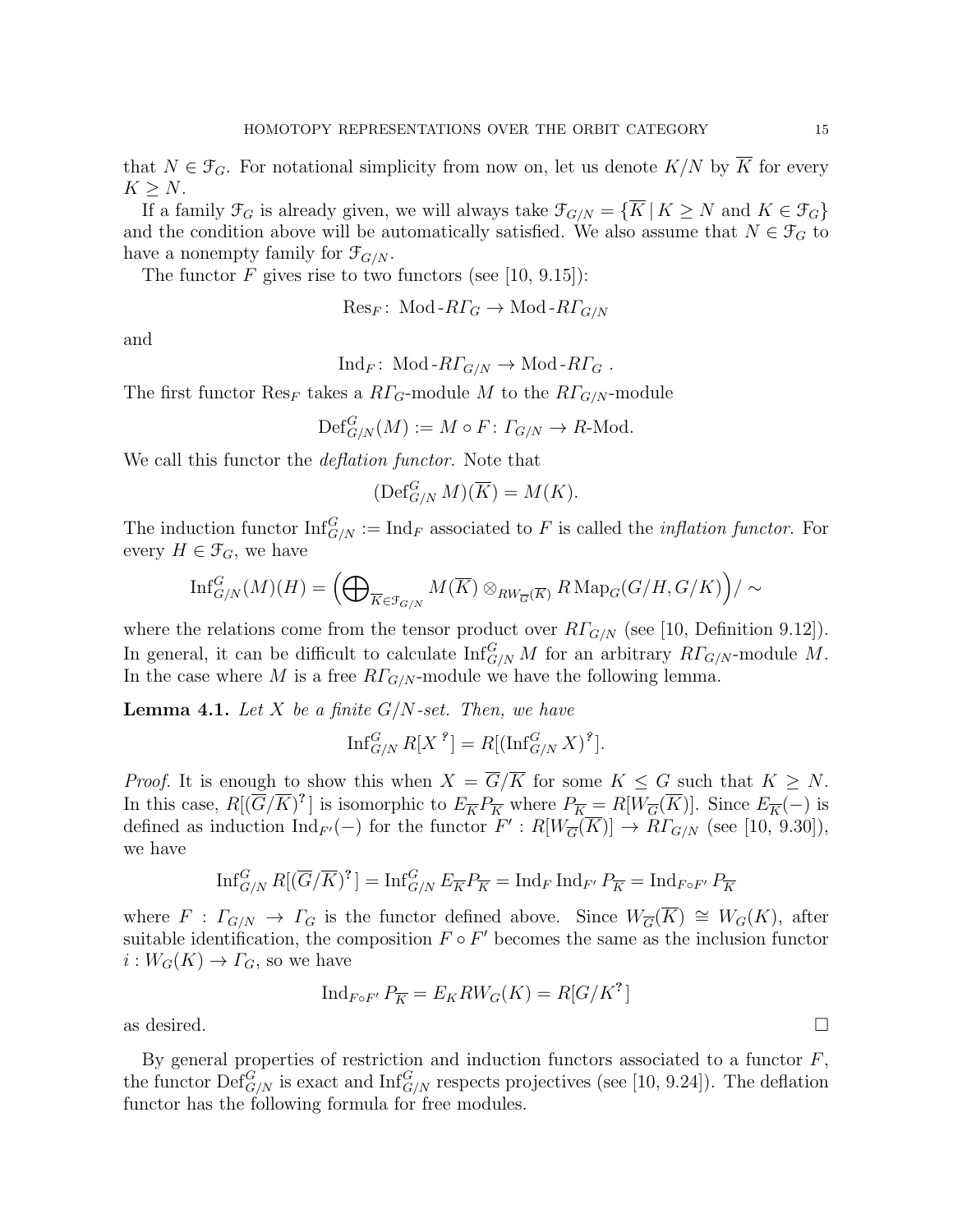that $N \in \mathcal{F}_G$. For notational simplicity from now on, let us denote $K/N$ by $\overline{K}$ for every $K \geq N$.

If a family $\mathcal{F}_G$ is already given, we will always take $\mathcal{F}_{G/N} = \{\overline{K} \mid K \geq N \text{ and } K \in \mathcal{F}_G\}$ and the condition above will be automatically satisfied. We also assume that $N \in \mathcal{F}_G$ to have a nonempty family for $\mathcal{F}_{G/N}$.

The functor $F$ gives rise to two functors (see [10, 9.15]):

$$\operatorname{Res}_F \colon \operatorname{Mod-}R\varGamma_G \to \operatorname{Mod-}R\varGamma_{G/N}$$

and

$$\operatorname{Ind}_F \colon \operatorname{Mod-}R\varGamma_{G/N} \to \operatorname{Mod-}R\varGamma_G \ .$$

The first functor $\operatorname{Res}_F$ takes a $R\varGamma_G$-module $M$ to the $R\varGamma_{G/N}$-module

$$\operatorname{Def}^G_{G/N}(M) := M \circ F \colon \varGamma_{G/N} \to R\text{-Mod}.$$

We call this functor the *deflation functor*. Note that

$$(\operatorname{Def}^G_{G/N} M)(\overline{K}) = M(K).$$

The induction functor $\operatorname{Inf}^G_{G/N} := \operatorname{Ind}_F$ associated to $F$ is called the *inflation functor*. For every $H \in \mathcal{F}_G$, we have

$$\operatorname{Inf}^G_{G/N}(M)(H) = \Big(\bigoplus\nolimits_{\overline{K} \in \mathcal{F}_{G/N}} M(\overline{K}) \otimes_{RW_{\overline{G}}(\overline{K})} R \operatorname{Map}_G(G/H, G/K)\Big) / \sim$$

where the relations come from the tensor product over $R\varGamma_{G/N}$ (see [10, Definition 9.12]). In general, it can be difficult to calculate $\operatorname{Inf}^G_{G/N} M$ for an arbitrary $R\varGamma_{G/N}$-module $M$. In the case where $M$ is a free $R\varGamma_{G/N}$-module we have the following lemma.

**Lemma 4.1.** *Let $X$ be a finite $G/N$-set. Then, we have*

$$\operatorname{Inf}^G_{G/N} R[X^{\,?}] = R[(\operatorname{Inf}^G_{G/N} X)^{?}].$$

*Proof.* It is enough to show this when $X = \overline{G}/\overline{K}$ for some $K \leq G$ such that $K \geq N$. In this case, $R[(\overline{G}/\overline{K})^{?}]$ is isomorphic to $E_{\overline{K}} P_{\overline{K}}$ where $P_{\overline{K}} = R[W_{\overline{G}}(\overline{K})]$. Since $E_{\overline{K}}(-)$ is defined as induction $\operatorname{Ind}_{F'}(-)$ for the functor $F' : R[W_{\overline{G}}(\overline{K})] \to R\varGamma_{G/N}$ (see [10, 9.30]), we have

$$\operatorname{Inf}^G_{G/N} R[(\overline{G}/\overline{K})^{?}] = \operatorname{Inf}^G_{G/N} E_{\overline{K}} P_{\overline{K}} = \operatorname{Ind}_F \operatorname{Ind}_{F'} P_{\overline{K}} = \operatorname{Ind}_{F \circ F'} P_{\overline{K}}$$

where $F : \varGamma_{G/N} \to \varGamma_G$ is the functor defined above. Since $W_{\overline{G}}(\overline{K}) \cong W_G(K)$, after suitable identification, the composition $F \circ F'$ becomes the same as the inclusion functor $i : W_G(K) \to \varGamma_G$, so we have

$$\operatorname{Ind}_{F \circ F'} P_{\overline{K}} = E_K RW_G(K) = R[G/K^{?}]$$

as desired. $\square$

By general properties of restriction and induction functors associated to a functor $F$, the functor $\operatorname{Def}^G_{G/N}$ is exact and $\operatorname{Inf}^G_{G/N}$ respects projectives (see [10, 9.24]). The deflation functor has the following formula for free modules.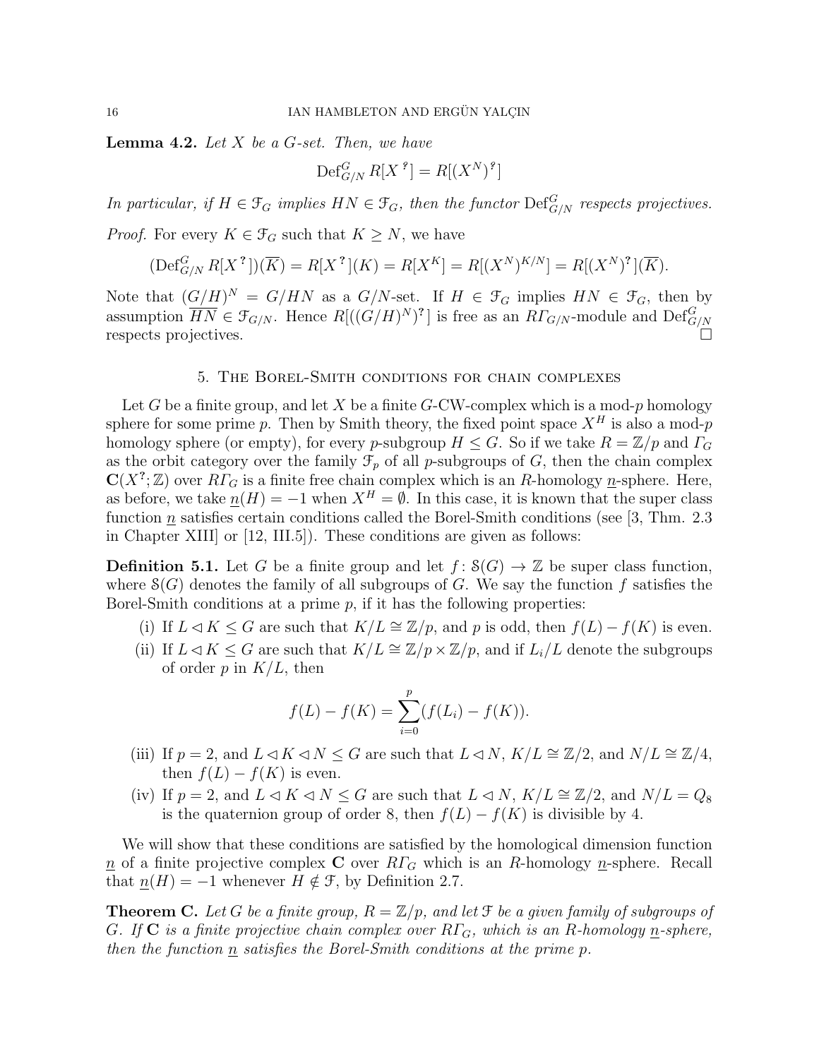**Lemma 4.2.** *Let $X$ be a $G$-set. Then, we have*

$$\mathrm{Def}^G_{G/N} R[X^{?}] = R[(X^N)^{?}]$$

*In particular, if $H \in \mathcal{F}_G$ implies $HN \in \mathcal{F}_G$, then the functor $\mathrm{Def}^G_{G/N}$ respects projectives.*

*Proof.* For every $K \in \mathcal{F}_G$ such that $K \geq N$, we have

$$(\mathrm{Def}^G_{G/N} R[X^{?}])(\overline{K}) = R[X^{?}](K) = R[X^K] = R[(X^N)^{K/N}] = R[(X^N)^{?}](\overline{K}).$$

Note that $(G/H)^N = G/HN$ as a $G/N$-set. If $H \in \mathcal{F}_G$ implies $HN \in \mathcal{F}_G$, then by assumption $\overline{HN} \in \mathcal{F}_{G/N}$. Hence $R[((G/H)^N)^{?}]$ is free as an $R\Gamma_{G/N}$-module and $\mathrm{Def}^G_{G/N}$ respects projectives. $\square$

## 5. The Borel-Smith conditions for chain complexes

Let $G$ be a finite group, and let $X$ be a finite $G$-CW-complex which is a mod-$p$ homology sphere for some prime $p$. Then by Smith theory, the fixed point space $X^H$ is also a mod-$p$ homology sphere (or empty), for every $p$-subgroup $H \leq G$. So if we take $R = \mathbb{Z}/p$ and $\Gamma_G$ as the orbit category over the family $\mathcal{F}_p$ of all $p$-subgroups of $G$, then the chain complex $\mathbf{C}(X^{?}; \mathbb{Z})$ over $R\Gamma_G$ is a finite free chain complex which is an $R$-homology $\underline{n}$-sphere. Here, as before, we take $\underline{n}(H) = -1$ when $X^H = \emptyset$. In this case, it is known that the super class function $\underline{n}$ satisfies certain conditions called the Borel-Smith conditions (see [3, Thm. 2.3 in Chapter XIII] or [12, III.5]). These conditions are given as follows:

**Definition 5.1.** Let $G$ be a finite group and let $f \colon \mathcal{S}(G) \to \mathbb{Z}$ be super class function, where $\mathcal{S}(G)$ denotes the family of all subgroups of $G$. We say the function $f$ satisfies the Borel-Smith conditions at a prime $p$, if it has the following properties:

(i) If $L \lhd K \leq G$ are such that $K/L \cong \mathbb{Z}/p$, and $p$ is odd, then $f(L) - f(K)$ is even.

(ii) If $L \lhd K \leq G$ are such that $K/L \cong \mathbb{Z}/p \times \mathbb{Z}/p$, and if $L_i/L$ denote the subgroups of order $p$ in $K/L$, then

$$f(L) - f(K) = \sum_{i=0}^{p} (f(L_i) - f(K)).$$

(iii) If $p = 2$, and $L \lhd K \lhd N \leq G$ are such that $L \lhd N$, $K/L \cong \mathbb{Z}/2$, and $N/L \cong \mathbb{Z}/4$, then $f(L) - f(K)$ is even.

(iv) If $p = 2$, and $L \lhd K \lhd N \leq G$ are such that $L \lhd N$, $K/L \cong \mathbb{Z}/2$, and $N/L = Q_8$ is the quaternion group of order 8, then $f(L) - f(K)$ is divisible by 4.

We will show that these conditions are satisfied by the homological dimension function $\underline{n}$ of a finite projective complex $\mathbf{C}$ over $R\Gamma_G$ which is an $R$-homology $\underline{n}$-sphere. Recall that $\underline{n}(H) = -1$ whenever $H \notin \mathcal{F}$, by Definition 2.7.

**Theorem C.** *Let $G$ be a finite group, $R = \mathbb{Z}/p$, and let $\mathcal{F}$ be a given family of subgroups of $G$. If $\mathbf{C}$ is a finite projective chain complex over $R\Gamma_G$, which is an $R$-homology $\underline{n}$-sphere, then the function $\underline{n}$ satisfies the Borel-Smith conditions at the prime $p$.*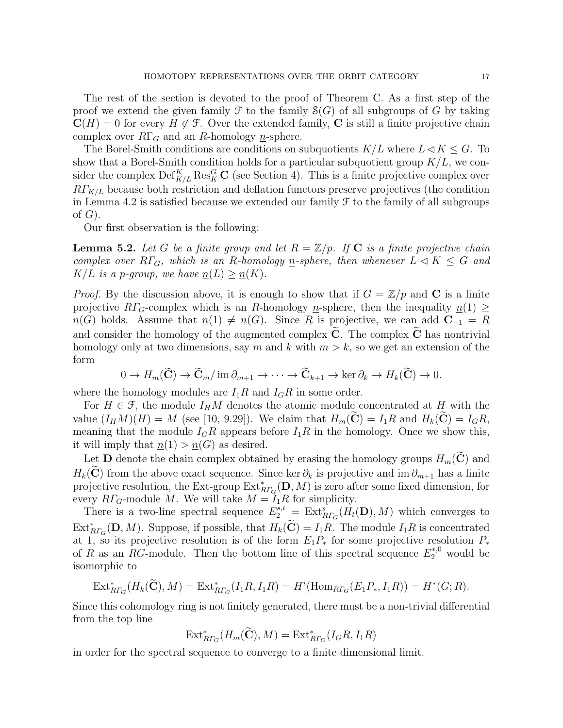The rest of the section is devoted to the proof of Theorem C. As a first step of the proof we extend the given family $\mathcal{F}$ to the family $\mathcal{S}(G)$ of all subgroups of $G$ by taking $\mathbf{C}(H) = 0$ for every $H \notin \mathcal{F}$. Over the extended family, $\mathbf{C}$ is still a finite projective chain complex over $R\Gamma_G$ and an $R$-homology $\underline{n}$-sphere.

The Borel-Smith conditions are conditions on subquotients $K/L$ where $L \lhd K \leq G$. To show that a Borel-Smith condition holds for a particular subquotient group $K/L$, we consider the complex $\operatorname{Def}^K_{K/L} \operatorname{Res}^G_K \mathbf{C}$ (see Section 4). This is a finite projective complex over $R\Gamma_{K/L}$ because both restriction and deflation functors preserve projectives (the condition in Lemma 4.2 is satisfied because we extended our family $\mathcal{F}$ to the family of all subgroups of $G$).

Our first observation is the following:

**Lemma 5.2.** *Let $G$ be a finite group and let $R = \mathbb{Z}/p$. If $\mathbf{C}$ is a finite projective chain complex over $R\Gamma_G$, which is an $R$-homology $\underline{n}$-sphere, then whenever $L \lhd K \leq G$ and $K/L$ is a $p$-group, we have $\underline{n}(L) \geq \underline{n}(K)$.*

*Proof.* By the discussion above, it is enough to show that if $G = \mathbb{Z}/p$ and $\mathbf{C}$ is a finite projective $R\Gamma_G$-complex which is an $R$-homology $\underline{n}$-sphere, then the inequality $\underline{n}(1) \geq \underline{n}(G)$ holds. Assume that $\underline{n}(1) \neq \underline{n}(G)$. Since $\underline{R}$ is projective, we can add $\mathbf{C}_{-1} = \underline{R}$ and consider the homology of the augmented complex $\widetilde{\mathbf{C}}$. The complex $\widetilde{\mathbf{C}}$ has nontrivial homology only at two dimensions, say $m$ and $k$ with $m > k$, so we get an extension of the form

$$0 \to H_m(\widetilde{\mathbf{C}}) \to \widetilde{\mathbf{C}}_m / \operatorname{im} \partial_{m+1} \to \cdots \to \widetilde{\mathbf{C}}_{k+1} \to \ker \partial_k \to H_k(\widetilde{\mathbf{C}}) \to 0.$$

where the homology modules are $I_1 R$ and $I_G R$ in some order.

For $H \in \mathcal{F}$, the module $I_H M$ denotes the atomic module concentrated at $H$ with the value $(I_H M)(H) = M$ (see [10, 9.29]). We claim that $H_m(\widetilde{\mathbf{C}}) = I_1 R$ and $H_k(\widetilde{\mathbf{C}}) = I_G R$, meaning that the module $I_G R$ appears before $I_1 R$ in the homology. Once we show this, it will imply that $\underline{n}(1) > \underline{n}(G)$ as desired.

Let $\mathbf{D}$ denote the chain complex obtained by erasing the homology groups $H_m(\widetilde{\mathbf{C}})$ and $H_k(\widetilde{\mathbf{C}})$ from the above exact sequence. Since $\ker \partial_k$ is projective and $\operatorname{im} \partial_{m+1}$ has a finite projective resolution, the Ext-group $\operatorname{Ext}^*_{R\Gamma_G}(\mathbf{D}, M)$ is zero after some fixed dimension, for every $R\Gamma_G$-module $M$. We will take $M = I_1 R$ for simplicity.

There is a two-line spectral sequence $E_2^{s,t} = \operatorname{Ext}^s_{R\Gamma_G}(H_t(\mathbf{D}), M)$ which converges to $\operatorname{Ext}^*_{R\Gamma_G}(\mathbf{D}, M)$. Suppose, if possible, that $H_k(\widetilde{\mathbf{C}}) = I_1 R$. The module $I_1 R$ is concentrated at 1, so its projective resolution is of the form $E_1 P_*$ for some projective resolution $P_*$ of $R$ as an $RG$-module. Then the bottom line of this spectral sequence $E_2^{*,0}$ would be isomorphic to

$$\operatorname{Ext}^*_{R\Gamma_G}(H_k(\widetilde{\mathbf{C}}), M) = \operatorname{Ext}^*_{R\Gamma_G}(I_1 R, I_1 R) = H^i(\operatorname{Hom}_{R\Gamma_G}(E_1 P_*, I_1 R)) = H^*(G; R).$$

Since this cohomology ring is not finitely generated, there must be a non-trivial differential from the top line

$$\operatorname{Ext}^*_{R\Gamma_G}(H_m(\widetilde{\mathbf{C}}), M) = \operatorname{Ext}^*_{R\Gamma_G}(I_G R, I_1 R)$$

in order for the spectral sequence to converge to a finite dimensional limit.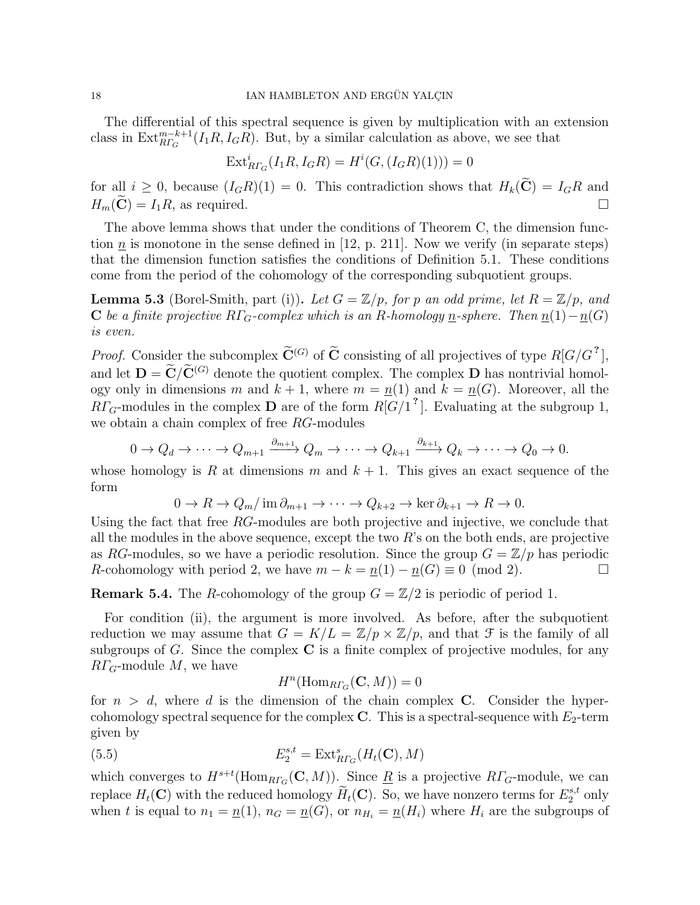The differential of this spectral sequence is given by multiplication with an extension class in $\operatorname{Ext}^{m-k+1}_{R\Gamma_G}(I_1R, I_GR)$. But, by a similar calculation as above, we see that

$$\operatorname{Ext}^i_{R\Gamma_G}(I_1R, I_GR) = H^i(G, (I_GR)(1))) = 0$$

for all $i \geq 0$, because $(I_GR)(1) = 0$. This contradiction shows that $H_k(\widetilde{\mathbf{C}}) = I_GR$ and $H_m(\widetilde{\mathbf{C}}) = I_1R$, as required. □

The above lemma shows that under the conditions of Theorem C, the dimension function $\underline{n}$ is monotone in the sense defined in [12, p. 211]. Now we verify (in separate steps) that the dimension function satisfies the conditions of Definition 5.1. These conditions come from the period of the cohomology of the corresponding subquotient groups.

**Lemma 5.3** (Borel-Smith, part (i))**.** *Let $G = \mathbb{Z}/p$, for $p$ an odd prime, let $R = \mathbb{Z}/p$, and $\mathbf{C}$ be a finite projective $R\Gamma_G$-complex which is an $R$-homology $\underline{n}$-sphere. Then $\underline{n}(1) - \underline{n}(G)$ is even.*

*Proof.* Consider the subcomplex $\widetilde{\mathbf{C}}^{(G)}$ of $\widetilde{\mathbf{C}}$ consisting of all projectives of type $R[G/G^{?}]$, and let $\mathbf{D} = \widetilde{\mathbf{C}}/\widetilde{\mathbf{C}}^{(G)}$ denote the quotient complex. The complex $\mathbf{D}$ has nontrivial homology only in dimensions $m$ and $k+1$, where $m = \underline{n}(1)$ and $k = \underline{n}(G)$. Moreover, all the $R\Gamma_G$-modules in the complex $\mathbf{D}$ are of the form $R[G/1^{?}]$. Evaluating at the subgroup 1, we obtain a chain complex of free $RG$-modules

$$0 \to Q_d \to \cdots \to Q_{m+1} \xrightarrow{\partial_{m+1}} Q_m \to \cdots \to Q_{k+1} \xrightarrow{\partial_{k+1}} Q_k \to \cdots \to Q_0 \to 0.$$

whose homology is $R$ at dimensions $m$ and $k+1$. This gives an exact sequence of the form

$$0 \to R \to Q_m/\operatorname{im}\partial_{m+1} \to \cdots \to Q_{k+2} \to \ker \partial_{k+1} \to R \to 0.$$

Using the fact that free $RG$-modules are both projective and injective, we conclude that all the modules in the above sequence, except the two $R$'s on the both ends, are projective as $RG$-modules, so we have a periodic resolution. Since the group $G = \mathbb{Z}/p$ has periodic $R$-cohomology with period 2, we have $m - k = \underline{n}(1) - \underline{n}(G) \equiv 0 \pmod 2$. □

**Remark 5.4.** The $R$-cohomology of the group $G = \mathbb{Z}/2$ is periodic of period 1.

For condition (ii), the argument is more involved. As before, after the subquotient reduction we may assume that $G = K/L = \mathbb{Z}/p \times \mathbb{Z}/p$, and that $\mathcal{F}$ is the family of all subgroups of $G$. Since the complex $\mathbf{C}$ is a finite complex of projective modules, for any $R\Gamma_G$-module $M$, we have

$$H^n(\operatorname{Hom}_{R\Gamma_G}(\mathbf{C}, M)) = 0$$

for $n > d$, where $d$ is the dimension of the chain complex $\mathbf{C}$. Consider the hypercohomology spectral sequence for the complex $\mathbf{C}$. This is a spectral-sequence with $E_2$-term given by

$$E_2^{s,t} = \operatorname{Ext}^s_{R\Gamma_G}(H_t(\mathbf{C}), M) \tag{5.5}$$

which converges to $H^{s+t}(\operatorname{Hom}_{R\Gamma_G}(\mathbf{C}, M))$. Since $\underline{R}$ is a projective $R\Gamma_G$-module, we can replace $H_t(\mathbf{C})$ with the reduced homology $\widetilde{H}_t(\mathbf{C})$. So, we have nonzero terms for $E_2^{s,t}$ only when $t$ is equal to $n_1 = \underline{n}(1)$, $n_G = \underline{n}(G)$, or $n_{H_i} = \underline{n}(H_i)$ where $H_i$ are the subgroups of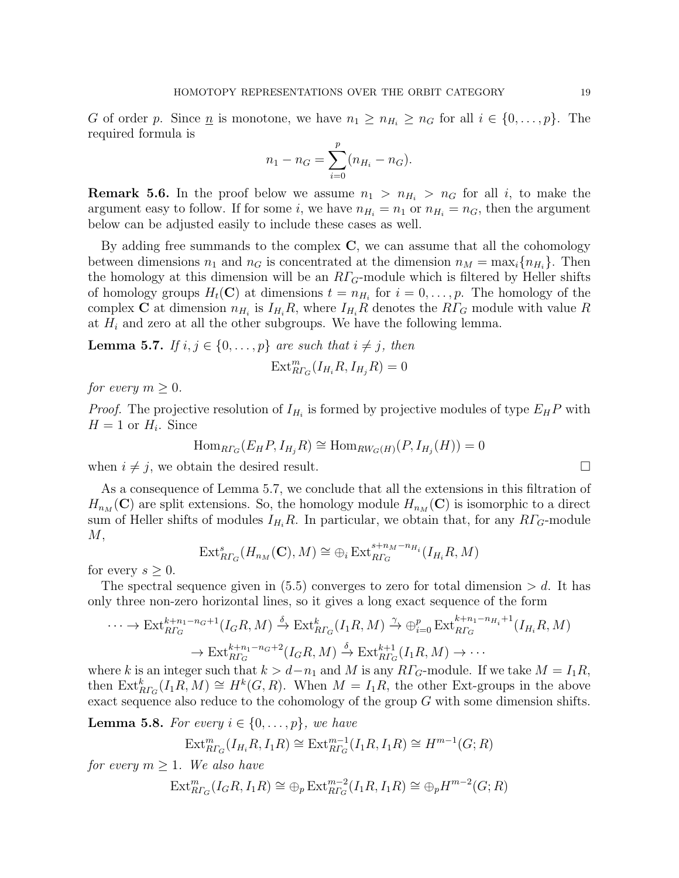$G$ of order $p$. Since $\underline{n}$ is monotone, we have $n_1 \geq n_{H_i} \geq n_G$ for all $i \in \{0, \dots, p\}$. The required formula is

$$n_1 - n_G = \sum_{i=0}^{p} (n_{H_i} - n_G).$$

**Remark 5.6.** In the proof below we assume $n_1 > n_{H_i} > n_G$ for all $i$, to make the argument easy to follow. If for some $i$, we have $n_{H_i} = n_1$ or $n_{H_i} = n_G$, then the argument below can be adjusted easily to include these cases as well.

By adding free summands to the complex $\mathbf{C}$, we can assume that all the cohomology between dimensions $n_1$ and $n_G$ is concentrated at the dimension $n_M = \max_i\{n_{H_i}\}$. Then the homology at this dimension will be an $R\varGamma_G$-module which is filtered by Heller shifts of homology groups $H_t(\mathbf{C})$ at dimensions $t = n_{H_i}$ for $i = 0, \dots, p$. The homology of the complex $\mathbf{C}$ at dimension $n_{H_i}$ is $I_{H_i}R$, where $I_{H_i}R$ denotes the $R\varGamma_G$ module with value $R$ at $H_i$ and zero at all the other subgroups. We have the following lemma.

**Lemma 5.7.** *If $i, j \in \{0, \dots, p\}$ are such that $i \neq j$, then*

$$\operatorname{Ext}^m_{R\varGamma_G}(I_{H_i}R, I_{H_j}R) = 0$$

*for every $m \geq 0$.*

*Proof.* The projective resolution of $I_{H_i}$ is formed by projective modules of type $E_H P$ with $H = 1$ or $H_i$. Since

$$\operatorname{Hom}_{R\varGamma_G}(E_H P, I_{H_j}R) \cong \operatorname{Hom}_{RW_G(H)}(P, I_{H_j}(H)) = 0$$

when $i \neq j$, we obtain the desired result. $\square$

As a consequence of Lemma 5.7, we conclude that all the extensions in this filtration of $H_{n_M}(\mathbf{C})$ are split extensions. So, the homology module $H_{n_M}(\mathbf{C})$ is isomorphic to a direct sum of Heller shifts of modules $I_{H_i}R$. In particular, we obtain that, for any $R\varGamma_G$-module $M$,

$$\operatorname{Ext}^s_{R\varGamma_G}(H_{n_M}(\mathbf{C}), M) \cong \oplus_i \operatorname{Ext}^{s+n_M-n_{H_i}}_{R\varGamma_G}(I_{H_i}R, M)$$

for every $s \geq 0$.

The spectral sequence given in (5.5) converges to zero for total dimension $> d$. It has only three non-zero horizontal lines, so it gives a long exact sequence of the form

$$\cdots \to \operatorname{Ext}^{k+n_1-n_G+1}_{R\varGamma_G}(I_G R, M) \xrightarrow{\delta} \operatorname{Ext}^k_{R\varGamma_G}(I_1 R, M) \xrightarrow{\gamma} \oplus_{i=0}^p \operatorname{Ext}^{k+n_1-n_{H_i}+1}_{R\varGamma_G}(I_{H_i}R, M)$$
$$\to \operatorname{Ext}^{k+n_1-n_G+2}_{R\varGamma_G}(I_G R, M) \xrightarrow{\delta} \operatorname{Ext}^{k+1}_{R\varGamma_G}(I_1 R, M) \to \cdots$$

where $k$ is an integer such that $k > d - n_1$ and $M$ is any $R\varGamma_G$-module. If we take $M = I_1 R$, then $\operatorname{Ext}^k_{R\varGamma_G}(I_1 R, M) \cong H^k(G, R)$. When $M = I_1 R$, the other Ext-groups in the above exact sequence also reduce to the cohomology of the group $G$ with some dimension shifts.

**Lemma 5.8.** *For every $i \in \{0, \dots, p\}$, we have*

$$\operatorname{Ext}^m_{R\varGamma_G}(I_{H_i}R, I_1 R) \cong \operatorname{Ext}^{m-1}_{R\varGamma_G}(I_1 R, I_1 R) \cong H^{m-1}(G; R)$$

*for every $m \geq 1$. We also have*

$$\operatorname{Ext}^m_{R\varGamma_G}(I_G R, I_1 R) \cong \oplus_p \operatorname{Ext}^{m-2}_{R\varGamma_G}(I_1 R, I_1 R) \cong \oplus_p H^{m-2}(G; R)$$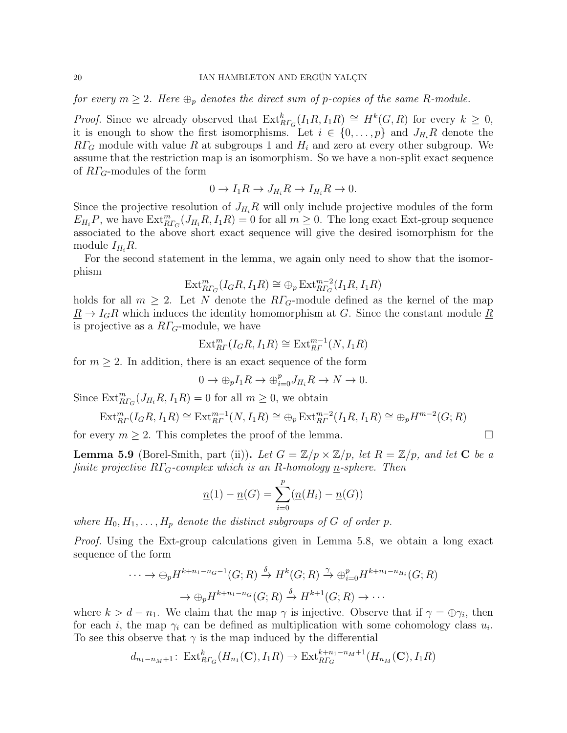*for every $m \geq 2$. Here $\oplus_p$ denotes the direct sum of $p$-copies of the same $R$-module.*

*Proof.* Since we already observed that $\operatorname{Ext}^k_{R\varGamma_G}(I_1R, I_1R) \cong H^k(G, R)$ for every $k \geq 0$, it is enough to show the first isomorphisms. Let $i \in \{0, \dots, p\}$ and $J_{H_i}R$ denote the $R\varGamma_G$ module with value $R$ at subgroups 1 and $H_i$ and zero at every other subgroup. We assume that the restriction map is an isomorphism. So we have a non-split exact sequence of $R\varGamma_G$-modules of the form

$$0 \to I_1R \to J_{H_i}R \to I_{H_i}R \to 0.$$

Since the projective resolution of $J_{H_i}R$ will only include projective modules of the form $E_{H_i}P$, we have $\operatorname{Ext}^m_{R\varGamma_G}(J_{H_i}R, I_1R) = 0$ for all $m \geq 0$. The long exact Ext-group sequence associated to the above short exact sequence will give the desired isomorphism for the module $I_{H_i}R$.

For the second statement in the lemma, we again only need to show that the isomorphism

$$\operatorname{Ext}^m_{R\varGamma_G}(I_GR, I_1R) \cong \oplus_p \operatorname{Ext}^{m-2}_{R\varGamma_G}(I_1R, I_1R)$$

holds for all $m \geq 2$. Let $N$ denote the $R\varGamma_G$-module defined as the kernel of the map $\underline{R} \to I_GR$ which induces the identity homomorphism at $G$. Since the constant module $\underline{R}$ is projective as a $R\varGamma_G$-module, we have

$$\operatorname{Ext}^m_{R\varGamma}(I_GR, I_1R) \cong \operatorname{Ext}^{m-1}_{R\varGamma}(N, I_1R)$$

for $m \geq 2$. In addition, there is an exact sequence of the form

$$0 \to \oplus_p I_1R \to \oplus_{i=0}^p J_{H_i}R \to N \to 0.$$

Since $\operatorname{Ext}^m_{R\varGamma_G}(J_{H_i}R, I_1R) = 0$ for all $m \geq 0$, we obtain

$$\operatorname{Ext}^m_{R\varGamma}(I_GR, I_1R) \cong \operatorname{Ext}^{m-1}_{R\varGamma}(N, I_1R) \cong \oplus_p \operatorname{Ext}^{m-2}_{R\varGamma}(I_1R, I_1R) \cong \oplus_p H^{m-2}(G; R)$$

for every $m \geq 2$. This completes the proof of the lemma. □

**Lemma 5.9** (Borel-Smith, part (ii))**.** *Let $G = \mathbb{Z}/p \times \mathbb{Z}/p$, let $R = \mathbb{Z}/p$, and let $\mathbf{C}$ be a finite projective $R\varGamma_G$-complex which is an $R$-homology $\underline{n}$-sphere. Then*

$$\underline{n}(1) - \underline{n}(G) = \sum_{i=0}^{p} (\underline{n}(H_i) - \underline{n}(G))$$

*where $H_0, H_1, \dots, H_p$ denote the distinct subgroups of $G$ of order $p$.*

*Proof.* Using the Ext-group calculations given in Lemma 5.8, we obtain a long exact sequence of the form

$$\cdots \to \oplus_p H^{k+n_1-n_G-1}(G; R) \xrightarrow{\delta} H^k(G; R) \xrightarrow{\gamma} \oplus_{i=0}^p H^{k+n_1-n_{H_i}}(G; R)$$
$$\to \oplus_p H^{k+n_1-n_G}(G; R) \xrightarrow{\delta} H^{k+1}(G; R) \to \cdots$$

where $k > d - n_1$. We claim that the map $\gamma$ is injective. Observe that if $\gamma = \oplus \gamma_i$, then for each $i$, the map $\gamma_i$ can be defined as multiplication with some cohomology class $u_i$. To see this observe that $\gamma$ is the map induced by the differential

$$d_{n_1-n_M+1} \colon \operatorname{Ext}^k_{R\varGamma_G}(H_{n_1}(\mathbf{C}), I_1R) \to \operatorname{Ext}^{k+n_1-n_M+1}_{R\varGamma_G}(H_{n_M}(\mathbf{C}), I_1R)$$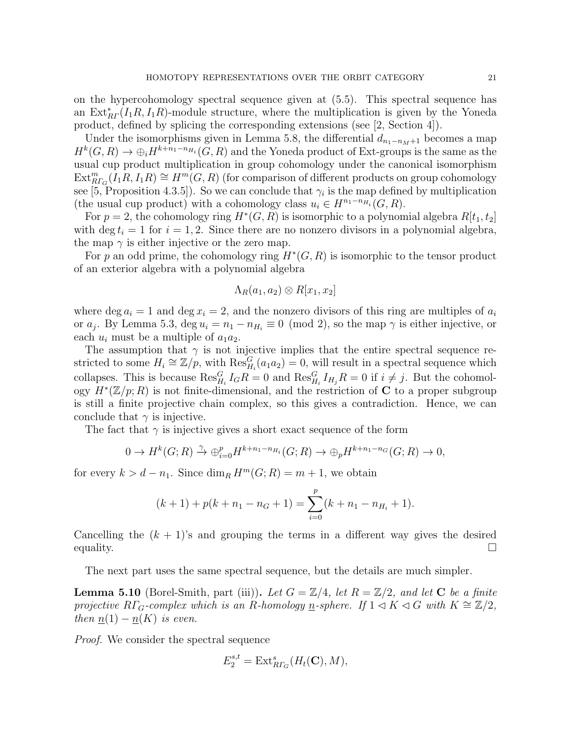on the hypercohomology spectral sequence given at (5.5). This spectral sequence has an $\mathrm{Ext}^*_{R\Gamma}(I_1R, I_1R)$-module structure, where the multiplication is given by the Yoneda product, defined by splicing the corresponding extensions (see [2, Section 4]).

Under the isomorphisms given in Lemma 5.8, the differential $d_{n_1-n_M+1}$ becomes a map $H^k(G,R) \to \oplus_i H^{k+n_1-n_{H_i}}(G,R)$ and the Yoneda product of Ext-groups is the same as the usual cup product multiplication in group cohomology under the canonical isomorphism $\mathrm{Ext}^m_{R\Gamma_G}(I_1R, I_1R) \cong H^m(G,R)$ (for comparison of different products on group cohomology see [5, Proposition 4.3.5]). So we can conclude that $\gamma_i$ is the map defined by multiplication (the usual cup product) with a cohomology class $u_i \in H^{n_1-n_{H_i}}(G,R)$.

For $p=2$, the cohomology ring $H^*(G,R)$ is isomorphic to a polynomial algebra $R[t_1,t_2]$ with $\deg t_i = 1$ for $i=1,2$. Since there are no nonzero divisors in a polynomial algebra, the map $\gamma$ is either injective or the zero map.

For $p$ an odd prime, the cohomology ring $H^*(G,R)$ is isomorphic to the tensor product of an exterior algebra with a polynomial algebra

$$\Lambda_R(a_1,a_2) \otimes R[x_1,x_2]$$

where $\deg a_i = 1$ and $\deg x_i = 2$, and the nonzero divisors of this ring are multiples of $a_i$ or $a_j$. By Lemma 5.3, $\deg u_i = n_1 - n_{H_i} \equiv 0 \pmod 2$, so the map $\gamma$ is either injective, or each $u_i$ must be a multiple of $a_1a_2$.

The assumption that $\gamma$ is not injective implies that the entire spectral sequence restricted to some $H_i \cong \mathbb{Z}/p$, with $\mathrm{Res}^G_{H_i}(a_1a_2)=0$, will result in a spectral sequence which collapses. This is because $\mathrm{Res}^G_{H_i} I_G R = 0$ and $\mathrm{Res}^G_{H_i} I_{H_j} R = 0$ if $i \neq j$. But the cohomology $H^*(\mathbb{Z}/p;R)$ is not finite-dimensional, and the restriction of $\mathbf{C}$ to a proper subgroup is still a finite projective chain complex, so this gives a contradiction. Hence, we can conclude that $\gamma$ is injective.

The fact that $\gamma$ is injective gives a short exact sequence of the form

$$0 \to H^k(G;R) \xrightarrow{\gamma} \oplus_{i=0}^p H^{k+n_1-n_{H_i}}(G;R) \to \oplus_p H^{k+n_1-n_G}(G;R) \to 0,$$

for every $k > d - n_1$. Since $\dim_R H^m(G;R) = m+1$, we obtain

$$(k+1) + p(k+n_1-n_G+1) = \sum_{i=0}^{p} (k+n_1-n_{H_i}+1).$$

Cancelling the $(k+1)$'s and grouping the terms in a different way gives the desired equality. $\square$

The next part uses the same spectral sequence, but the details are much simpler.

**Lemma 5.10** (Borel-Smith, part (iii))**.** *Let $G = \mathbb{Z}/4$, let $R = \mathbb{Z}/2$, and let $\mathbf{C}$ be a finite projective $R\Gamma_G$-complex which is an $R$-homology $\underline{n}$-sphere. If $1 \lhd K \lhd G$ with $K \cong \mathbb{Z}/2$, then $\underline{n}(1) - \underline{n}(K)$ is even.*

*Proof.* We consider the spectral sequence

$$E_2^{s,t} = \mathrm{Ext}^s_{R\Gamma_G}(H_t(\mathbf{C}), M),$$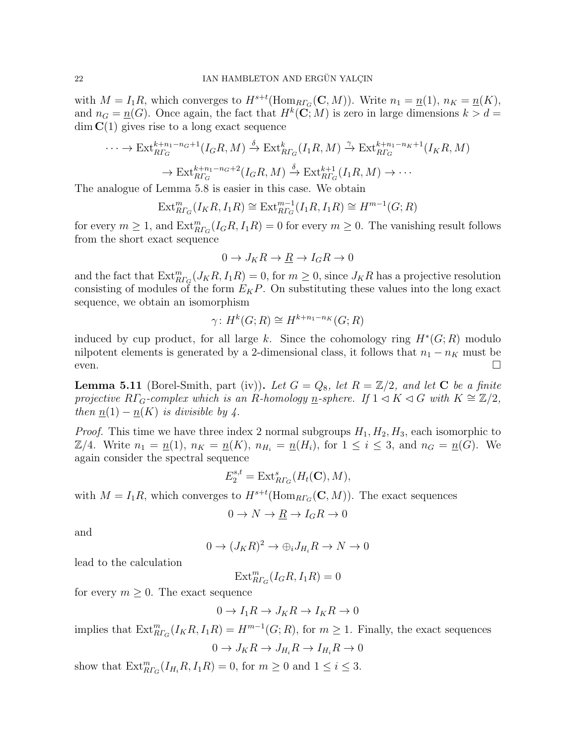with $M = I_1 R$, which converges to $H^{s+t}(\mathrm{Hom}_{R\Gamma_G}(\mathbf{C}, M))$. Write $n_1 = \underline{n}(1)$, $n_K = \underline{n}(K)$, and $n_G = \underline{n}(G)$. Once again, the fact that $H^k(\mathbf{C}; M)$ is zero in large dimensions $k > d = \dim \mathbf{C}(1)$ gives rise to a long exact sequence

$$\cdots \to \mathrm{Ext}^{k+n_1-n_G+1}_{R\Gamma_G}(I_G R, M) \xrightarrow{\delta} \mathrm{Ext}^{k}_{R\Gamma_G}(I_1 R, M) \xrightarrow{\gamma} \mathrm{Ext}^{k+n_1-n_K+1}_{R\Gamma_G}(I_K R, M)$$

$$\to \mathrm{Ext}^{k+n_1-n_G+2}_{R\Gamma_G}(I_G R, M) \xrightarrow{\delta} \mathrm{Ext}^{k+1}_{R\Gamma_G}(I_1 R, M) \to \cdots$$

The analogue of Lemma 5.8 is easier in this case. We obtain

$$\mathrm{Ext}^m_{R\Gamma_G}(I_K R, I_1 R) \cong \mathrm{Ext}^{m-1}_{R\Gamma_G}(I_1 R, I_1 R) \cong H^{m-1}(G; R)$$

for every $m \geq 1$, and $\mathrm{Ext}^m_{R\Gamma_G}(I_G R, I_1 R) = 0$ for every $m \geq 0$. The vanishing result follows from the short exact sequence

$$0 \to J_K R \to \underline{R} \to I_G R \to 0$$

and the fact that $\mathrm{Ext}^m_{R\Gamma_G}(J_K R, I_1 R) = 0$, for $m \geq 0$, since $J_K R$ has a projective resolution consisting of modules of the form $E_K P$. On substituting these values into the long exact sequence, we obtain an isomorphism

$$\gamma \colon H^k(G; R) \cong H^{k+n_1-n_K}(G; R)$$

induced by cup product, for all large $k$. Since the cohomology ring $H^*(G; R)$ modulo nilpotent elements is generated by a 2-dimensional class, it follows that $n_1 - n_K$ must be even. □

**Lemma 5.11** (Borel-Smith, part (iv)). *Let $G = Q_8$, let $R = \mathbb{Z}/2$, and let $\mathbf{C}$ be a finite projective $R\Gamma_G$-complex which is an $R$-homology $\underline{n}$-sphere. If $1 \lhd K \lhd G$ with $K \cong \mathbb{Z}/2$, then $\underline{n}(1) - \underline{n}(K)$ is divisible by 4.*

*Proof.* This time we have three index 2 normal subgroups $H_1, H_2, H_3$, each isomorphic to $\mathbb{Z}/4$. Write $n_1 = \underline{n}(1)$, $n_K = \underline{n}(K)$, $n_{H_i} = \underline{n}(H_i)$, for $1 \leq i \leq 3$, and $n_G = \underline{n}(G)$. We again consider the spectral sequence

$$E_2^{s,t} = \mathrm{Ext}^s_{R\Gamma_G}(H_t(\mathbf{C}), M),$$

with $M = I_1 R$, which converges to $H^{s+t}(\mathrm{Hom}_{R\Gamma_G}(\mathbf{C}, M))$. The exact sequences

$$0 \to N \to \underline{R} \to I_G R \to 0$$

and

$$0 \to (J_K R)^2 \to \oplus_i J_{H_i} R \to N \to 0$$

lead to the calculation

$$\mathrm{Ext}^m_{R\Gamma_G}(I_G R, I_1 R) = 0$$

for every $m \geq 0$. The exact sequence

$$0 \to I_1 R \to J_K R \to I_K R \to 0$$

implies that $\mathrm{Ext}^m_{R\Gamma_G}(I_K R, I_1 R) = H^{m-1}(G; R)$, for $m \geq 1$. Finally, the exact sequences

$$0 \to J_K R \to J_{H_i} R \to I_{H_i} R \to 0$$

show that $\mathrm{Ext}^m_{R\Gamma_G}(I_{H_i} R, I_1 R) = 0$, for $m \geq 0$ and $1 \leq i \leq 3$.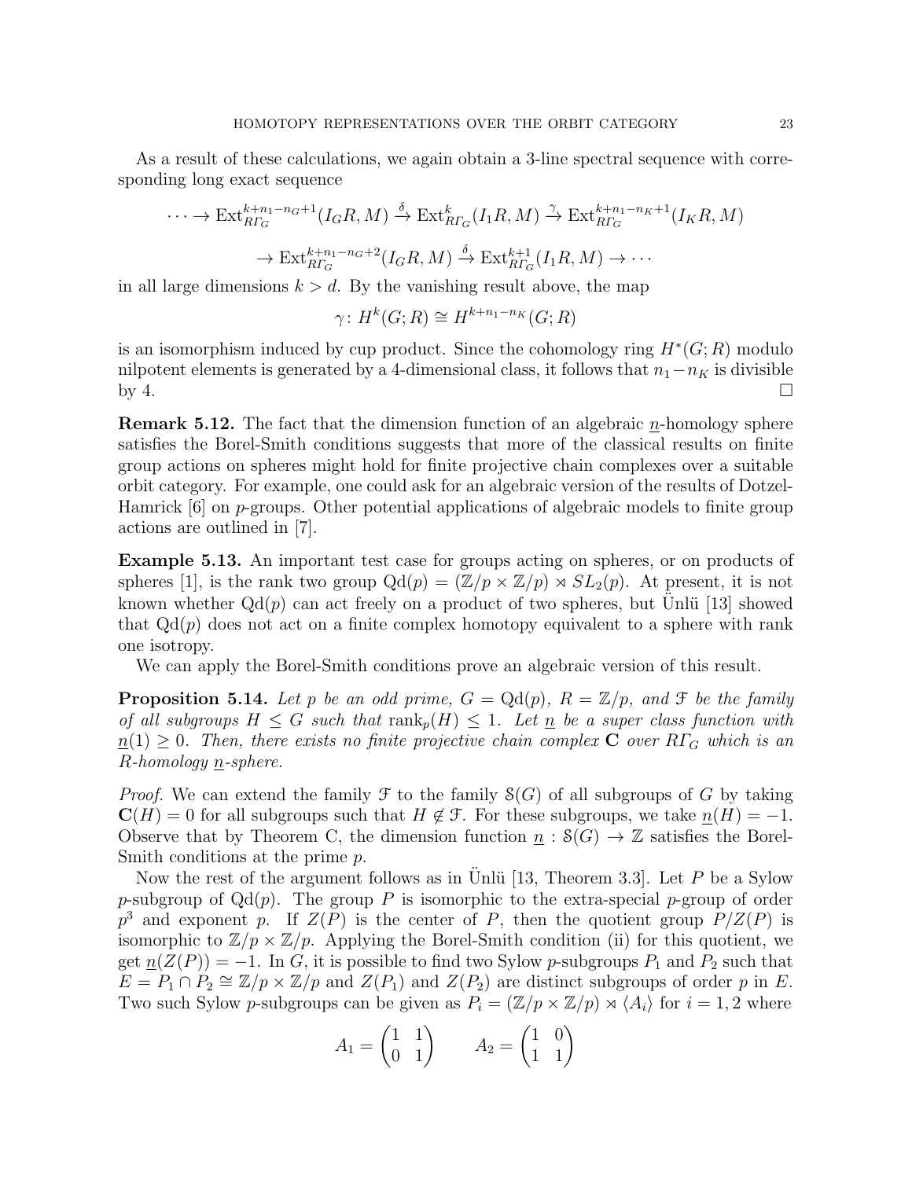As a result of these calculations, we again obtain a 3-line spectral sequence with corresponding long exact sequence

$$\cdots \to \mathrm{Ext}^{k+n_1-n_G+1}_{R\Gamma_G}(I_G R, M) \xrightarrow{\delta} \mathrm{Ext}^{k}_{R\Gamma_G}(I_1 R, M) \xrightarrow{\gamma} \mathrm{Ext}^{k+n_1-n_K+1}_{R\Gamma_G}(I_K R, M)$$

$$\to \mathrm{Ext}^{k+n_1-n_G+2}_{R\Gamma_G}(I_G R, M) \xrightarrow{\delta} \mathrm{Ext}^{k+1}_{R\Gamma_G}(I_1 R, M) \to \cdots$$

in all large dimensions $k > d$. By the vanishing result above, the map

$$\gamma \colon H^k(G; R) \cong H^{k+n_1-n_K}(G; R)$$

is an isomorphism induced by cup product. Since the cohomology ring $H^*(G; R)$ modulo nilpotent elements is generated by a 4-dimensional class, it follows that $n_1 - n_K$ is divisible by 4. □

**Remark 5.12.** The fact that the dimension function of an algebraic $\underline{n}$-homology sphere satisfies the Borel-Smith conditions suggests that more of the classical results on finite group actions on spheres might hold for finite projective chain complexes over a suitable orbit category. For example, one could ask for an algebraic version of the results of Dotzel-Hamrick [6] on $p$-groups. Other potential applications of algebraic models to finite group actions are outlined in [7].

**Example 5.13.** An important test case for groups acting on spheres, or on products of spheres [1], is the rank two group $\mathrm{Qd}(p) = (\mathbb{Z}/p \times \mathbb{Z}/p) \rtimes SL_2(p)$. At present, it is not known whether $\mathrm{Qd}(p)$ can act freely on a product of two spheres, but Ünlü [13] showed that $\mathrm{Qd}(p)$ does not act on a finite complex homotopy equivalent to a sphere with rank one isotropy.

We can apply the Borel-Smith conditions prove an algebraic version of this result.

**Proposition 5.14.** *Let $p$ be an odd prime, $G = \mathrm{Qd}(p)$, $R = \mathbb{Z}/p$, and $\mathcal{F}$ be the family of all subgroups $H \leq G$ such that $\mathrm{rank}_p(H) \leq 1$. Let $\underline{n}$ be a super class function with $\underline{n}(1) \geq 0$. Then, there exists no finite projective chain complex $\mathbf{C}$ over $R\Gamma_G$ which is an $R$-homology $\underline{n}$-sphere.*

*Proof.* We can extend the family $\mathcal{F}$ to the family $\mathcal{S}(G)$ of all subgroups of $G$ by taking $\mathbf{C}(H) = 0$ for all subgroups such that $H \notin \mathcal{F}$. For these subgroups, we take $\underline{n}(H) = -1$. Observe that by Theorem C, the dimension function $\underline{n} : \mathcal{S}(G) \to \mathbb{Z}$ satisfies the Borel-Smith conditions at the prime $p$.

Now the rest of the argument follows as in Ünlü [13, Theorem 3.3]. Let $P$ be a Sylow $p$-subgroup of $\mathrm{Qd}(p)$. The group $P$ is isomorphic to the extra-special $p$-group of order $p^3$ and exponent $p$. If $Z(P)$ is the center of $P$, then the quotient group $P/Z(P)$ is isomorphic to $\mathbb{Z}/p \times \mathbb{Z}/p$. Applying the Borel-Smith condition (ii) for this quotient, we get $\underline{n}(Z(P)) = -1$. In $G$, it is possible to find two Sylow $p$-subgroups $P_1$ and $P_2$ such that $E = P_1 \cap P_2 \cong \mathbb{Z}/p \times \mathbb{Z}/p$ and $Z(P_1)$ and $Z(P_2)$ are distinct subgroups of order $p$ in $E$. Two such Sylow $p$-subgroups can be given as $P_i = (\mathbb{Z}/p \times \mathbb{Z}/p) \rtimes \langle A_i \rangle$ for $i = 1, 2$ where

$$A_1 = \begin{pmatrix} 1 & 1 \\ 0 & 1 \end{pmatrix} \qquad A_2 = \begin{pmatrix} 1 & 0 \\ 1 & 1 \end{pmatrix}$$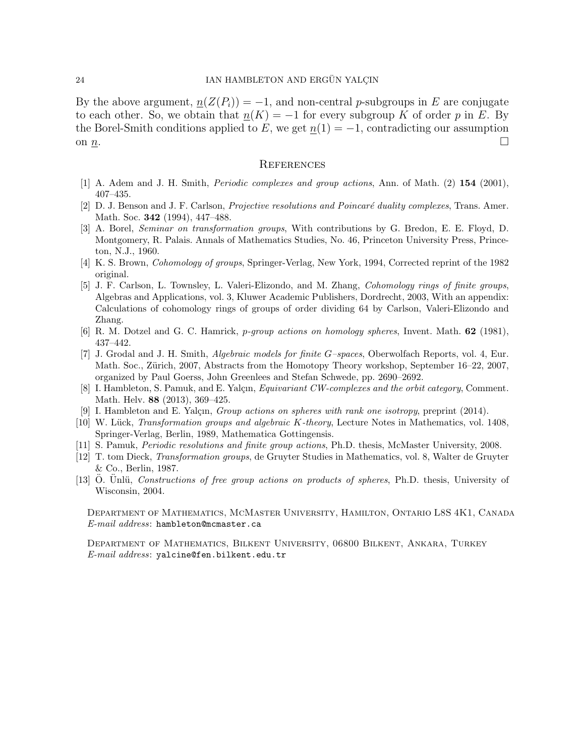By the above argument, $\underline{n}(Z(P_i)) = -1$, and non-central $p$-subgroups in $E$ are conjugate to each other. So, we obtain that $\underline{n}(K) = -1$ for every subgroup $K$ of order $p$ in $E$. By the Borel-Smith conditions applied to $E$, we get $\underline{n}(1) = -1$, contradicting our assumption on $\underline{n}$. □

## References

[1] A. Adem and J. H. Smith, *Periodic complexes and group actions*, Ann. of Math. (2) **154** (2001), 407–435.

[2] D. J. Benson and J. F. Carlson, *Projective resolutions and Poincaré duality complexes*, Trans. Amer. Math. Soc. **342** (1994), 447–488.

[3] A. Borel, *Seminar on transformation groups*, With contributions by G. Bredon, E. E. Floyd, D. Montgomery, R. Palais. Annals of Mathematics Studies, No. 46, Princeton University Press, Princeton, N.J., 1960.

[4] K. S. Brown, *Cohomology of groups*, Springer-Verlag, New York, 1994, Corrected reprint of the 1982 original.

[5] J. F. Carlson, L. Townsley, L. Valeri-Elizondo, and M. Zhang, *Cohomology rings of finite groups*, Algebras and Applications, vol. 3, Kluwer Academic Publishers, Dordrecht, 2003, With an appendix: Calculations of cohomology rings of groups of order dividing 64 by Carlson, Valeri-Elizondo and Zhang.

[6] R. M. Dotzel and G. C. Hamrick, *p-group actions on homology spheres*, Invent. Math. **62** (1981), 437–442.

[7] J. Grodal and J. H. Smith, *Algebraic models for finite G–spaces*, Oberwolfach Reports, vol. 4, Eur. Math. Soc., Zürich, 2007, Abstracts from the Homotopy Theory workshop, September 16–22, 2007, organized by Paul Goerss, John Greenlees and Stefan Schwede, pp. 2690–2692.

[8] I. Hambleton, S. Pamuk, and E. Yalçın, *Equivariant CW-complexes and the orbit category*, Comment. Math. Helv. **88** (2013), 369–425.

[9] I. Hambleton and E. Yalçın, *Group actions on spheres with rank one isotropy*, preprint (2014).

[10] W. Lück, *Transformation groups and algebraic K-theory*, Lecture Notes in Mathematics, vol. 1408, Springer-Verlag, Berlin, 1989, Mathematica Gottingensis.

[11] S. Pamuk, *Periodic resolutions and finite group actions*, Ph.D. thesis, McMaster University, 2008.

[12] T. tom Dieck, *Transformation groups*, de Gruyter Studies in Mathematics, vol. 8, Walter de Gruyter & Co., Berlin, 1987.

[13] Ö. Ünlü, *Constructions of free group actions on products of spheres*, Ph.D. thesis, University of Wisconsin, 2004.

Department of Mathematics, McMaster University, Hamilton, Ontario L8S 4K1, Canada
*E-mail address*: hambleton@mcmaster.ca

Department of Mathematics, Bilkent University, 06800 Bilkent, Ankara, Turkey
*E-mail address*: yalcine@fen.bilkent.edu.tr